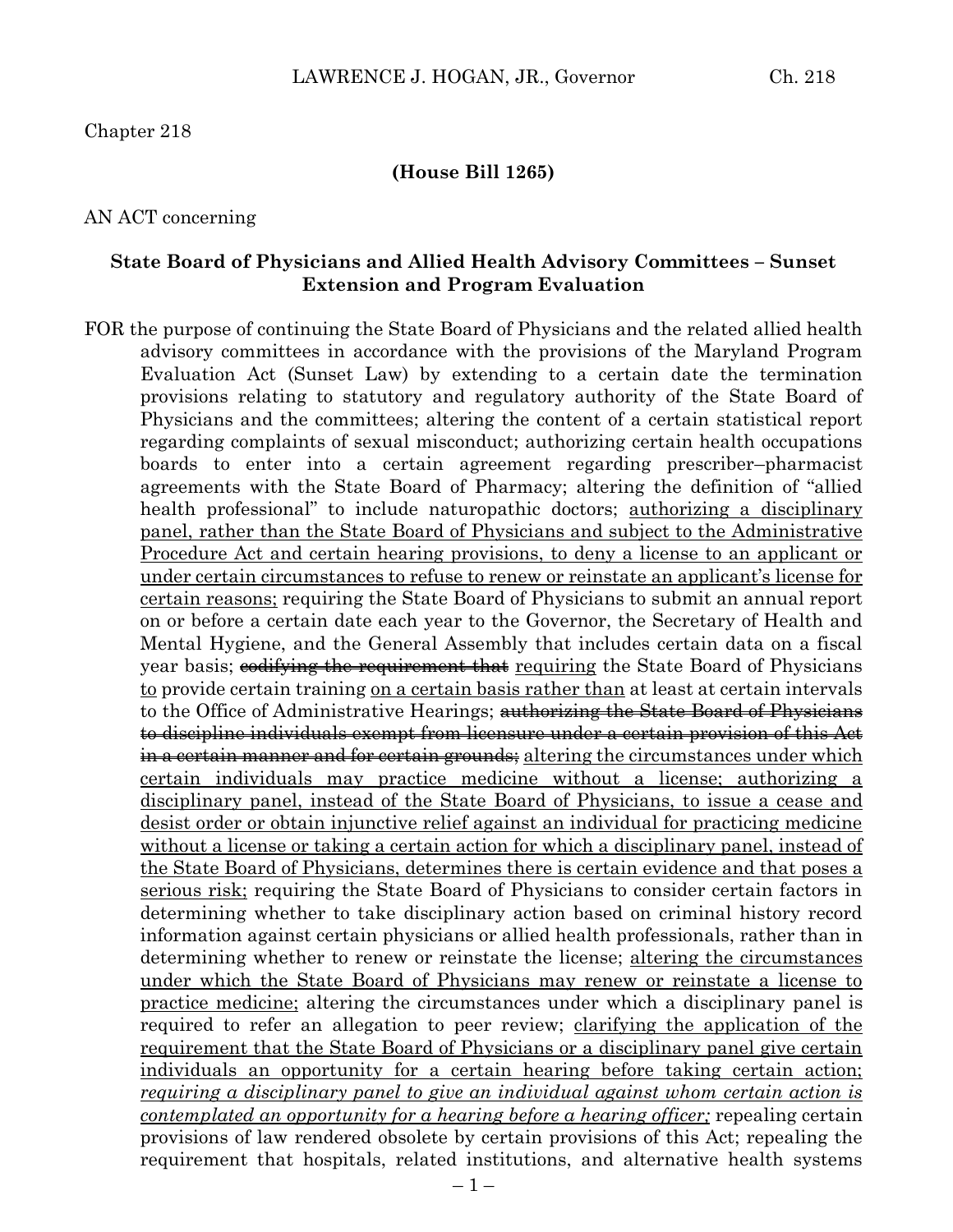Chapter 218

**(House Bill 1265)**

AN ACT concerning

**State Board of Physicians and Allied Health Advisory Committees – Sunset Extension and Program Evaluation**

FOR the purpose of continuing the State Board of Physicians and the related allied health advisory committees in accordance with the provisions of the Maryland Program Evaluation Act (Sunset Law) by extending to a certain date the termination provisions relating to statutory and regulatory authority of the State Board of Physicians and the committees; altering the content of a certain statistical report regarding complaints of sexual misconduct; authorizing certain health occupations boards to enter into a certain agreement regarding prescriber–pharmacist agreements with the State Board of Pharmacy; altering the definition of "allied health professional" to include naturopathic doctors; <u>authorizing a disciplinary panel, rather than the State Board of Physicians and subject to the Administrative Procedure Act and certain hearing provisions, to deny a license to an applicant or under certain circumstances to refuse to renew or reinstate an applicant's license for certain reasons;</u> requiring the State Board of Physicians to submit an annual report on or before a certain date each year to the Governor, the Secretary of Health and Mental Hygiene, and the General Assembly that includes certain data on a fiscal year basis; ~~codifying the requirement that~~ <u>requiring</u> the State Board of Physicians <u>to</u> provide certain training <u>on a certain basis rather than</u> at least at certain intervals to the Office of Administrative Hearings; ~~authorizing the State Board of Physicians to discipline individuals exempt from licensure under a certain provision of this Act in a certain manner and for certain grounds;~~ <u>altering the circumstances under which certain individuals may practice medicine without a license; authorizing a disciplinary panel, instead of the State Board of Physicians, to issue a cease and desist order or obtain injunctive relief against an individual for practicing medicine without a license or taking a certain action for which a disciplinary panel, instead of the State Board of Physicians, determines there is certain evidence and that poses a serious risk;</u> requiring the State Board of Physicians to consider certain factors in determining whether to take disciplinary action based on criminal history record information against certain physicians or allied health professionals, rather than in determining whether to renew or reinstate the license; <u>altering the circumstances under which the State Board of Physicians may renew or reinstate a license to practice medicine;</u> altering the circumstances under which a disciplinary panel is required to refer an allegation to peer review; <u>clarifying the application of the requirement that the State Board of Physicians or a disciplinary panel give certain individuals an opportunity for a certain hearing before taking certain action;</u> <u>*requiring a disciplinary panel to give an individual against whom certain action is contemplated an opportunity for a hearing before a hearing officer;*</u> repealing certain provisions of law rendered obsolete by certain provisions of this Act; repealing the requirement that hospitals, related institutions, and alternative health systems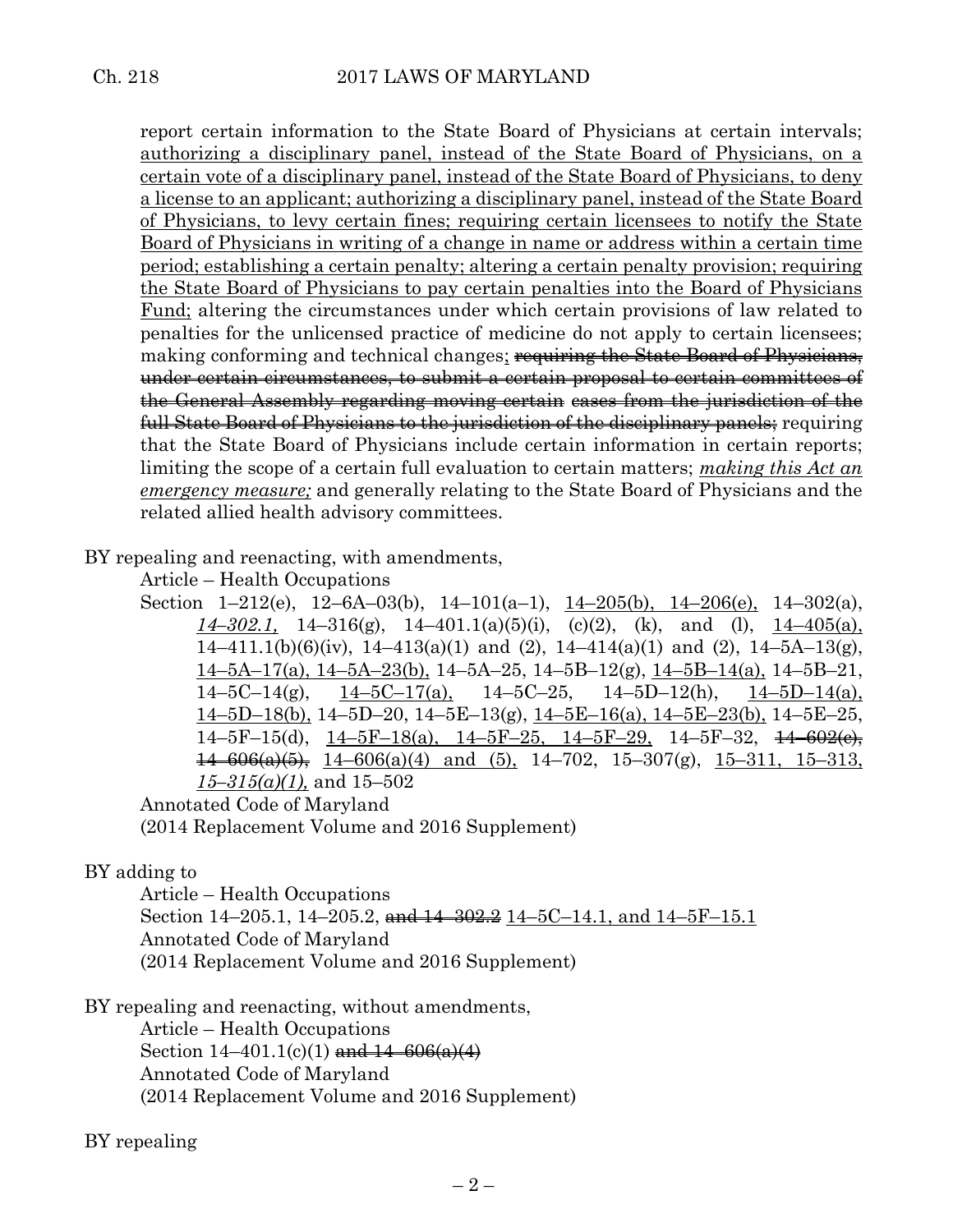report certain information to the State Board of Physicians at certain intervals; <u>authorizing a disciplinary panel, instead of the State Board of Physicians, on a certain vote of a disciplinary panel, instead of the State Board of Physicians, to deny a license to an applicant; authorizing a disciplinary panel, instead of the State Board of Physicians, to levy certain fines; requiring certain licensees to notify the State Board of Physicians in writing of a change in name or address within a certain time period; establishing a certain penalty; altering a certain penalty provision; requiring the State Board of Physicians to pay certain penalties into the Board of Physicians Fund;</u> altering the circumstances under which certain provisions of law related to penalties for the unlicensed practice of medicine do not apply to certain licensees; making conforming and technical changes<u>;</u> ~~requiring the State Board of Physicians, under certain circumstances, to submit a certain proposal to certain committees of the General Assembly regarding moving certain cases from the jurisdiction of the full State Board of Physicians to the jurisdiction of the disciplinary panels;~~ requiring that the State Board of Physicians include certain information in certain reports; limiting the scope of a certain full evaluation to certain matters; *<u>making this Act an emergency measure;</u>* and generally relating to the State Board of Physicians and the related allied health advisory committees.

BY repealing and reenacting, with amendments,

Article – Health Occupations

Section 1–212(e), 12–6A–03(b), 14–101(a–1), <u>14–205(b), 14–206(e),</u> 14–302(a), *<u>14–302.1,</u>* 14–316(g), 14–401.1(a)(5)(i), (c)(2), (k), and (l), <u>14–405(a),</u> 14–411.1(b)(6)(iv), 14–413(a)(1) and (2), 14–414(a)(1) and (2), 14–5A–13(g), <u>14–5A–17(a), 14–5A–23(b),</u> 14–5A–25, 14–5B–12(g), <u>14–5B–14(a),</u> 14–5B–21, 14–5C–14(g), <u>14–5C–17(a),</u> 14–5C–25, 14–5D–12(h), <u>14–5D–14(a), 14–5D–18(b),</u> 14–5D–20, 14–5E–13(g), <u>14–5E–16(a), 14–5E–23(b),</u> 14–5E–25, 14–5F–15(d), <u>14–5F–18(a), 14–5F–25, 14–5F–29,</u> 14–5F–32, ~~14–602(e), 14–606(a)(5),~~ <u>14–606(a)(4) and (5),</u> 14–702, 15–307(g), <u>15–311, 15–313,</u> *<u>15–315(a)(1),</u>* and 15–502

Annotated Code of Maryland

(2014 Replacement Volume and 2016 Supplement)

BY adding to

Article – Health Occupations

Section 14–205.1, 14–205.2, ~~and 14–302.2~~ <u>14–5C–14.1, and 14–5F–15.1</u>

Annotated Code of Maryland

(2014 Replacement Volume and 2016 Supplement)

BY repealing and reenacting, without amendments,

Article – Health Occupations

Section 14–401.1(c)(1) ~~and 14–606(a)(4)~~

Annotated Code of Maryland

(2014 Replacement Volume and 2016 Supplement)

BY repealing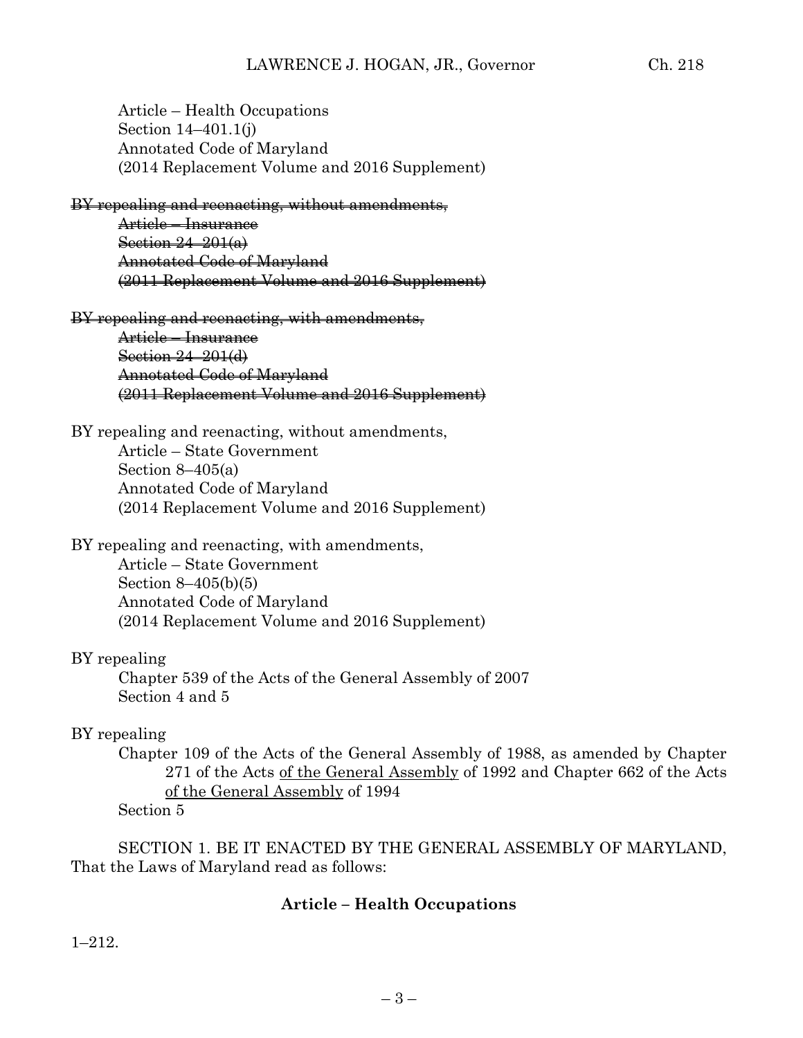Article – Health Occupations
Section 14–401.1(j)
Annotated Code of Maryland
(2014 Replacement Volume and 2016 Supplement)

~~BY repealing and reenacting, without amendments,~~
~~Article – Insurance~~
~~Section 24–201(a)~~
~~Annotated Code of Maryland~~
~~(2011 Replacement Volume and 2016 Supplement)~~

~~BY repealing and reenacting, with amendments,~~
~~Article – Insurance~~
~~Section 24–201(d)~~
~~Annotated Code of Maryland~~
~~(2011 Replacement Volume and 2016 Supplement)~~

BY repealing and reenacting, without amendments,
Article – State Government
Section 8–405(a)
Annotated Code of Maryland
(2014 Replacement Volume and 2016 Supplement)

BY repealing and reenacting, with amendments,
Article – State Government
Section 8–405(b)(5)
Annotated Code of Maryland
(2014 Replacement Volume and 2016 Supplement)

BY repealing
Chapter 539 of the Acts of the General Assembly of 2007
Section 4 and 5

BY repealing
Chapter 109 of the Acts of the General Assembly of 1988, as amended by Chapter 271 of the Acts <u>of the General Assembly</u> of 1992 and Chapter 662 of the Acts <u>of the General Assembly</u> of 1994
Section 5

SECTION 1. BE IT ENACTED BY THE GENERAL ASSEMBLY OF MARYLAND, That the Laws of Maryland read as follows:

**Article – Health Occupations**

1–212.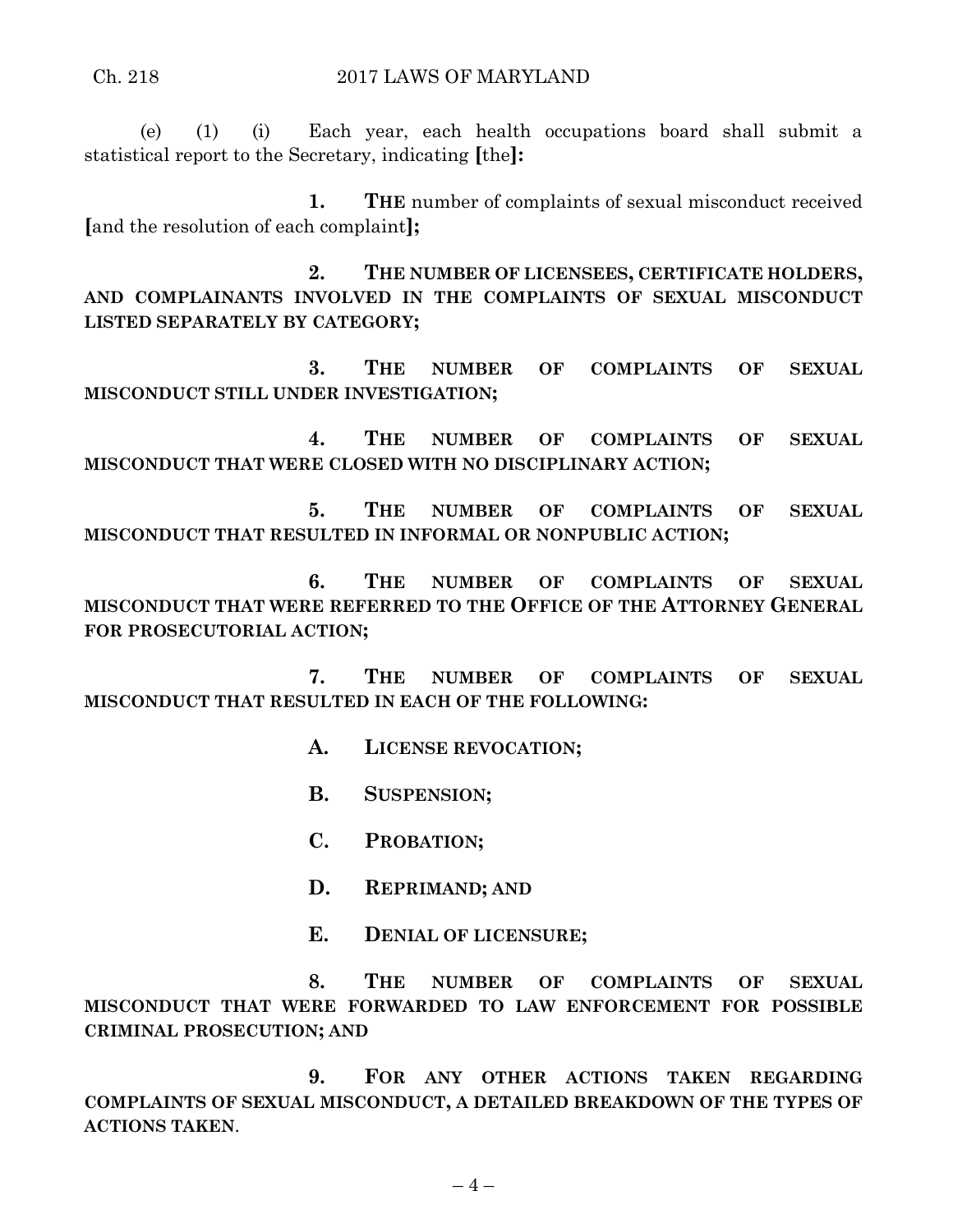(e) (1) (i) Each year, each health occupations board shall submit a statistical report to the Secretary, indicating **[**the**]:**

**1. THE** number of complaints of sexual misconduct received **[**and the resolution of each complaint**];**

**2. THE NUMBER OF LICENSEES, CERTIFICATE HOLDERS, AND COMPLAINANTS INVOLVED IN THE COMPLAINTS OF SEXUAL MISCONDUCT LISTED SEPARATELY BY CATEGORY;**

**3. THE NUMBER OF COMPLAINTS OF SEXUAL MISCONDUCT STILL UNDER INVESTIGATION;**

**4. THE NUMBER OF COMPLAINTS OF SEXUAL MISCONDUCT THAT WERE CLOSED WITH NO DISCIPLINARY ACTION;**

**5. THE NUMBER OF COMPLAINTS OF SEXUAL MISCONDUCT THAT RESULTED IN INFORMAL OR NONPUBLIC ACTION;**

**6. THE NUMBER OF COMPLAINTS OF SEXUAL MISCONDUCT THAT WERE REFERRED TO THE OFFICE OF THE ATTORNEY GENERAL FOR PROSECUTORIAL ACTION;**

**7. THE NUMBER OF COMPLAINTS OF SEXUAL MISCONDUCT THAT RESULTED IN EACH OF THE FOLLOWING:**

**A. LICENSE REVOCATION;**

**B. SUSPENSION;**

**C. PROBATION;**

**D. REPRIMAND; AND**

**E. DENIAL OF LICENSURE;**

**8. THE NUMBER OF COMPLAINTS OF SEXUAL MISCONDUCT THAT WERE FORWARDED TO LAW ENFORCEMENT FOR POSSIBLE CRIMINAL PROSECUTION; AND**

**9. FOR ANY OTHER ACTIONS TAKEN REGARDING COMPLAINTS OF SEXUAL MISCONDUCT, A DETAILED BREAKDOWN OF THE TYPES OF ACTIONS TAKEN**.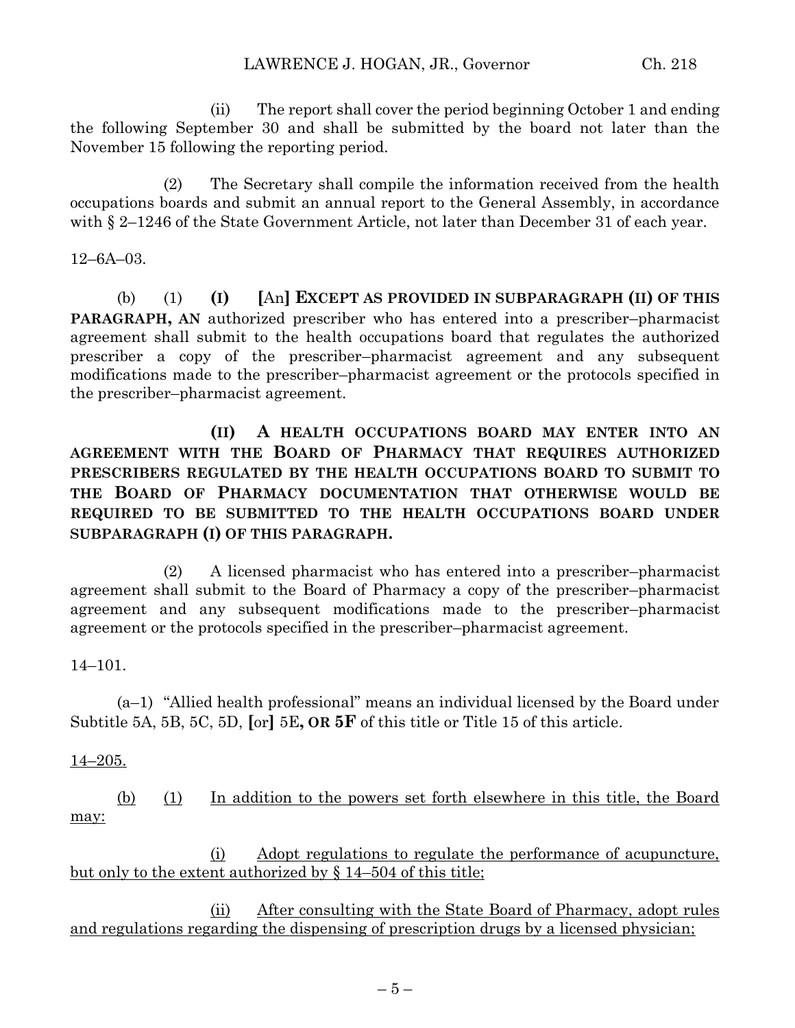(ii) The report shall cover the period beginning October 1 and ending the following September 30 and shall be submitted by the board not later than the November 15 following the reporting period.

(2) The Secretary shall compile the information received from the health occupations boards and submit an annual report to the General Assembly, in accordance with § 2–1246 of the State Government Article, not later than December 31 of each year.

12–6A–03.

(b) (1) **(I)** **[**An**]** **EXCEPT AS PROVIDED IN SUBPARAGRAPH (II) OF THIS PARAGRAPH, AN** authorized prescriber who has entered into a prescriber–pharmacist agreement shall submit to the health occupations board that regulates the authorized prescriber a copy of the prescriber–pharmacist agreement and any subsequent modifications made to the prescriber–pharmacist agreement or the protocols specified in the prescriber–pharmacist agreement.

**(II) A HEALTH OCCUPATIONS BOARD MAY ENTER INTO AN AGREEMENT WITH THE BOARD OF PHARMACY THAT REQUIRES AUTHORIZED PRESCRIBERS REGULATED BY THE HEALTH OCCUPATIONS BOARD TO SUBMIT TO THE BOARD OF PHARMACY DOCUMENTATION THAT OTHERWISE WOULD BE REQUIRED TO BE SUBMITTED TO THE HEALTH OCCUPATIONS BOARD UNDER SUBPARAGRAPH (I) OF THIS PARAGRAPH.**

(2) A licensed pharmacist who has entered into a prescriber–pharmacist agreement shall submit to the Board of Pharmacy a copy of the prescriber–pharmacist agreement and any subsequent modifications made to the prescriber–pharmacist agreement or the protocols specified in the prescriber–pharmacist agreement.

14–101.

(a–1) "Allied health professional" means an individual licensed by the Board under Subtitle 5A, 5B, 5C, 5D, **[**or**]** 5E**, OR 5F** of this title or Title 15 of this article.

14–205.

(b) (1) In addition to the powers set forth elsewhere in this title, the Board may:

(i) Adopt regulations to regulate the performance of acupuncture, but only to the extent authorized by § 14–504 of this title;

(ii) After consulting with the State Board of Pharmacy, adopt rules and regulations regarding the dispensing of prescription drugs by a licensed physician;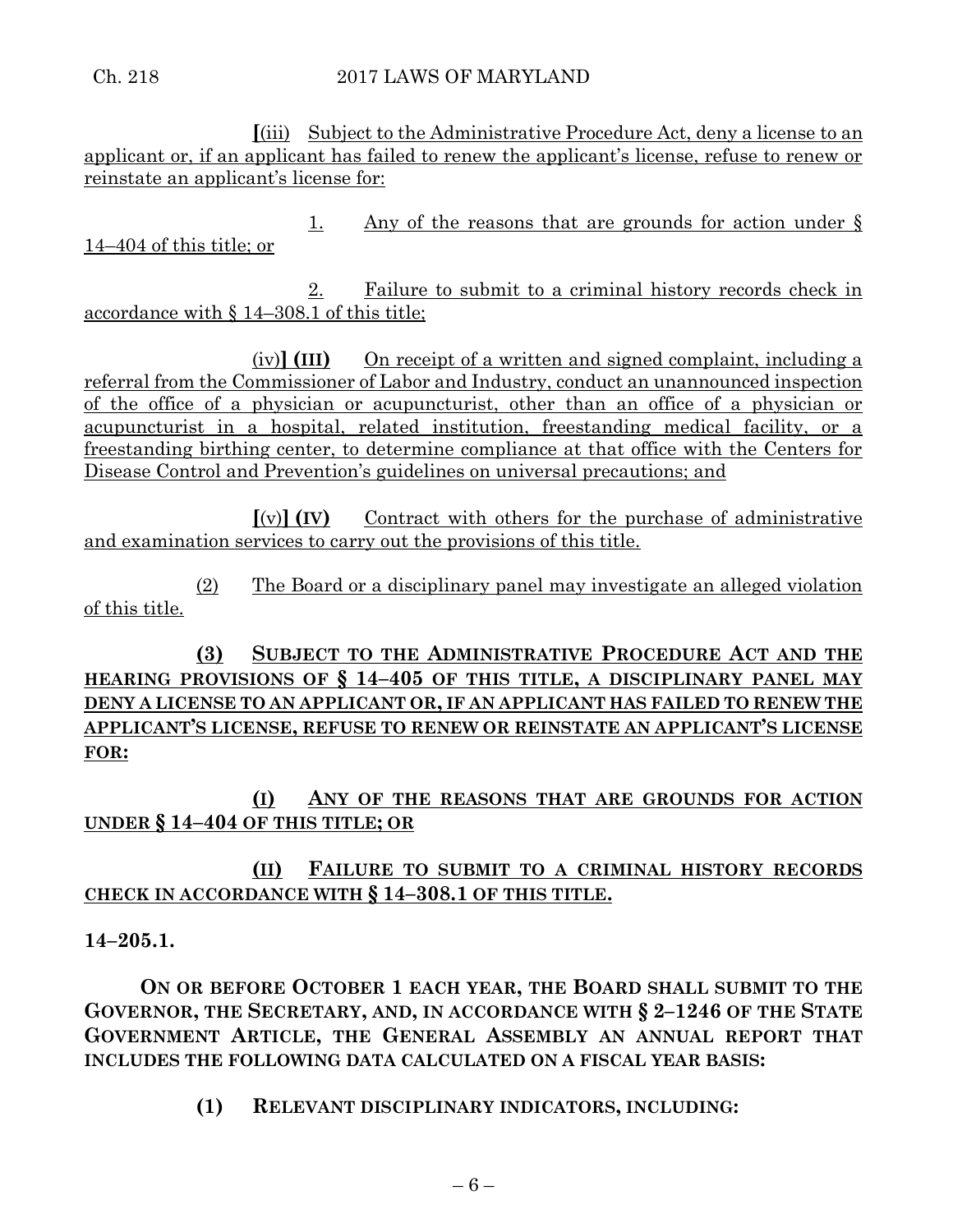[(iii) Subject to the Administrative Procedure Act, deny a license to an applicant or, if an applicant has failed to renew the applicant's license, refuse to renew or reinstate an applicant's license for:

1. Any of the reasons that are grounds for action under § 14–404 of this title; or

2. Failure to submit to a criminal history records check in accordance with § 14–308.1 of this title;

(iv)] **(III)** On receipt of a written and signed complaint, including a referral from the Commissioner of Labor and Industry, conduct an unannounced inspection of the office of a physician or acupuncturist, other than an office of a physician or acupuncturist in a hospital, related institution, freestanding medical facility, or a freestanding birthing center, to determine compliance at that office with the Centers for Disease Control and Prevention's guidelines on universal precautions; and

[(v)] **(IV)** Contract with others for the purchase of administrative and examination services to carry out the provisions of this title.

(2) The Board or a disciplinary panel may investigate an alleged violation of this title.

**(3) SUBJECT TO THE ADMINISTRATIVE PROCEDURE ACT AND THE HEARING PROVISIONS OF § 14–405 OF THIS TITLE, A DISCIPLINARY PANEL MAY DENY A LICENSE TO AN APPLICANT OR, IF AN APPLICANT HAS FAILED TO RENEW THE APPLICANT'S LICENSE, REFUSE TO RENEW OR REINSTATE AN APPLICANT'S LICENSE FOR:**

**(I) ANY OF THE REASONS THAT ARE GROUNDS FOR ACTION UNDER § 14–404 OF THIS TITLE; OR**

**(II) FAILURE TO SUBMIT TO A CRIMINAL HISTORY RECORDS CHECK IN ACCORDANCE WITH § 14–308.1 OF THIS TITLE.**

**14–205.1.**

**ON OR BEFORE OCTOBER 1 EACH YEAR, THE BOARD SHALL SUBMIT TO THE GOVERNOR, THE SECRETARY, AND, IN ACCORDANCE WITH § 2–1246 OF THE STATE GOVERNMENT ARTICLE, THE GENERAL ASSEMBLY AN ANNUAL REPORT THAT INCLUDES THE FOLLOWING DATA CALCULATED ON A FISCAL YEAR BASIS:**

**(1) RELEVANT DISCIPLINARY INDICATORS, INCLUDING:**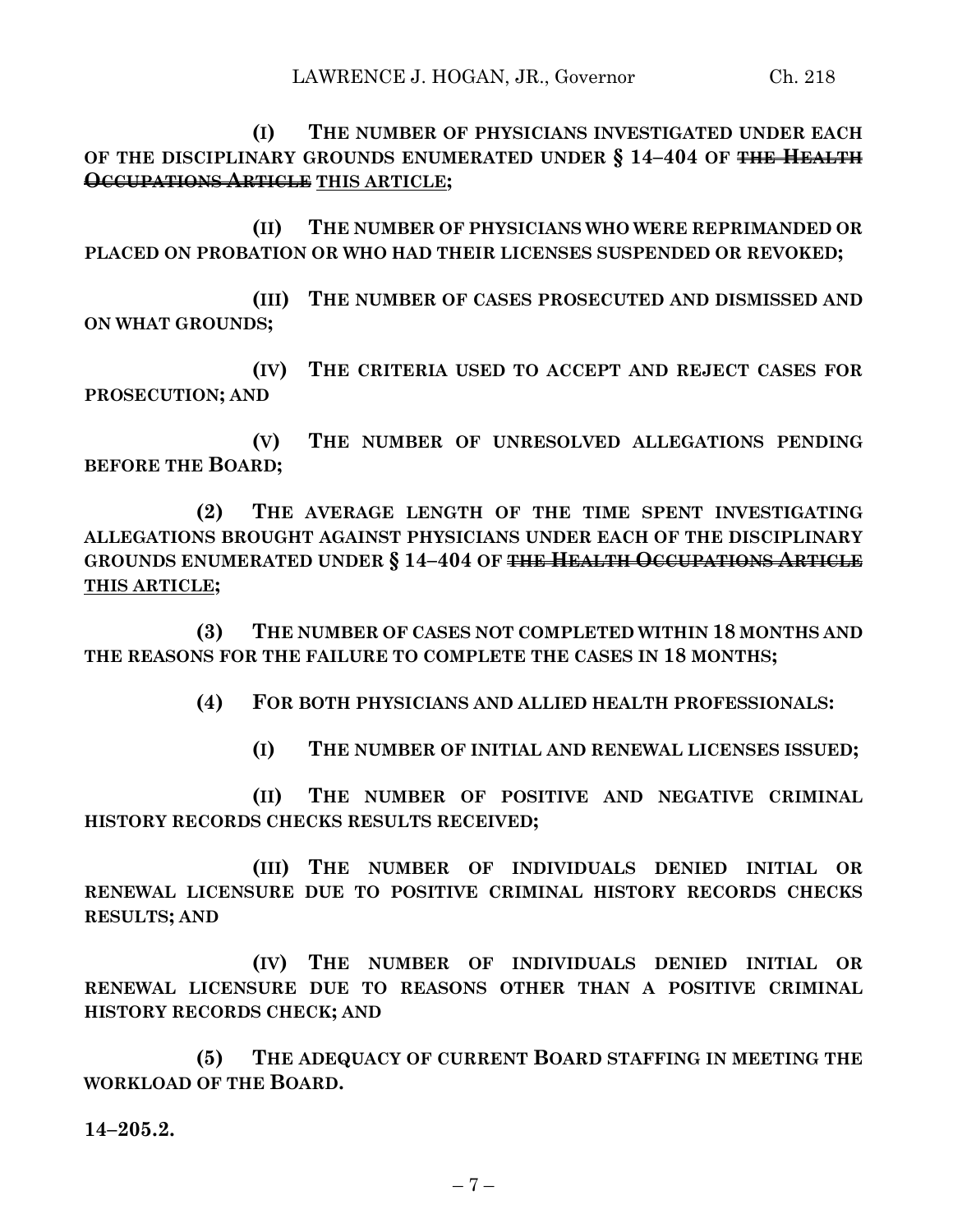(I) THE NUMBER OF PHYSICIANS INVESTIGATED UNDER EACH OF THE DISCIPLINARY GROUNDS ENUMERATED UNDER § 14–404 OF ~~THE HEALTH OCCUPATIONS ARTICLE~~ THIS ARTICLE;

(II) THE NUMBER OF PHYSICIANS WHO WERE REPRIMANDED OR PLACED ON PROBATION OR WHO HAD THEIR LICENSES SUSPENDED OR REVOKED;

(III) THE NUMBER OF CASES PROSECUTED AND DISMISSED AND ON WHAT GROUNDS;

(IV) THE CRITERIA USED TO ACCEPT AND REJECT CASES FOR PROSECUTION; AND

(V) THE NUMBER OF UNRESOLVED ALLEGATIONS PENDING BEFORE THE BOARD;

(2) THE AVERAGE LENGTH OF THE TIME SPENT INVESTIGATING ALLEGATIONS BROUGHT AGAINST PHYSICIANS UNDER EACH OF THE DISCIPLINARY GROUNDS ENUMERATED UNDER § 14–404 OF ~~THE HEALTH OCCUPATIONS ARTICLE~~ THIS ARTICLE;

(3) THE NUMBER OF CASES NOT COMPLETED WITHIN 18 MONTHS AND THE REASONS FOR THE FAILURE TO COMPLETE THE CASES IN 18 MONTHS;

(4) FOR BOTH PHYSICIANS AND ALLIED HEALTH PROFESSIONALS:

(I) THE NUMBER OF INITIAL AND RENEWAL LICENSES ISSUED;

(II) THE NUMBER OF POSITIVE AND NEGATIVE CRIMINAL HISTORY RECORDS CHECKS RESULTS RECEIVED;

(III) THE NUMBER OF INDIVIDUALS DENIED INITIAL OR RENEWAL LICENSURE DUE TO POSITIVE CRIMINAL HISTORY RECORDS CHECKS RESULTS; AND

(IV) THE NUMBER OF INDIVIDUALS DENIED INITIAL OR RENEWAL LICENSURE DUE TO REASONS OTHER THAN A POSITIVE CRIMINAL HISTORY RECORDS CHECK; AND

(5) THE ADEQUACY OF CURRENT BOARD STAFFING IN MEETING THE WORKLOAD OF THE BOARD.

**14–205.2.**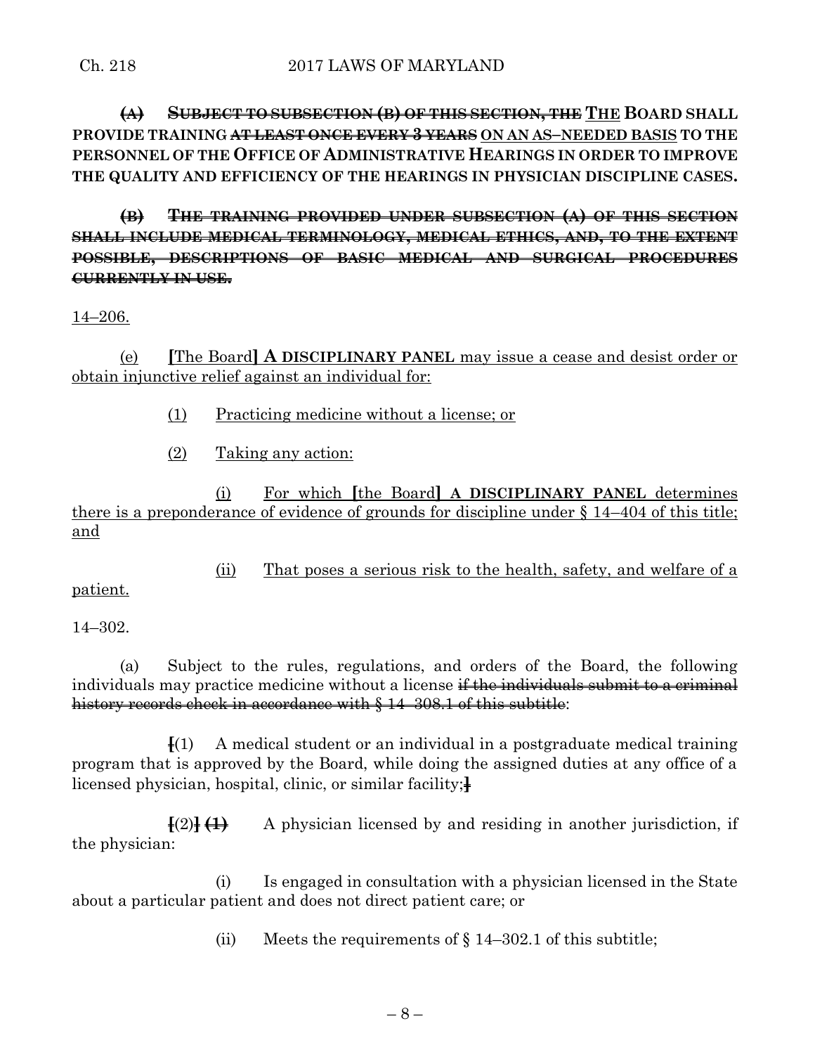**~~(A)~~ ~~SUBJECT TO SUBSECTION (B) OF THIS SECTION, THE~~ <u>THE</u> BOARD SHALL PROVIDE TRAINING ~~AT LEAST ONCE EVERY 3 YEARS~~ <u>ON AN AS–NEEDED BASIS</u> TO THE PERSONNEL OF THE OFFICE OF ADMINISTRATIVE HEARINGS IN ORDER TO IMPROVE THE QUALITY AND EFFICIENCY OF THE HEARINGS IN PHYSICIAN DISCIPLINE CASES.**

**~~(B) THE TRAINING PROVIDED UNDER SUBSECTION (A) OF THIS SECTION SHALL INCLUDE MEDICAL TERMINOLOGY, MEDICAL ETHICS, AND, TO THE EXTENT POSSIBLE, DESCRIPTIONS OF BASIC MEDICAL AND SURGICAL PROCEDURES CURRENTLY IN USE.~~**

<u>14–206.</u>

<u>(e)</u> **[**The Board**] A DISCIPLINARY PANEL** <u>may issue a cease and desist order or obtain injunctive relief against an individual for:</u>

<u>(1)</u> <u>Practicing medicine without a license; or</u>

<u>(2)</u> <u>Taking any action:</u>

<u>(i)</u> <u>For which</u> **[**the Board**] A DISCIPLINARY PANEL** <u>determines there is a preponderance of evidence of grounds for discipline under § 14–404 of this title; and</u>

<u>(ii)</u> <u>That poses a serious risk to the health, safety, and welfare of a patient.</u>

14–302.

(a) Subject to the rules, regulations, and orders of the Board, the following individuals may practice medicine without a license ~~if the individuals submit to a criminal history records check in accordance with § 14–308.1 of this subtitle~~:

**[**(1) A medical student or an individual in a postgraduate medical training program that is approved by the Board, while doing the assigned duties at any office of a licensed physician, hospital, clinic, or similar facility;**]**

**[**(2)**]** **~~(1)~~** A physician licensed by and residing in another jurisdiction, if the physician:

(i) Is engaged in consultation with a physician licensed in the State about a particular patient and does not direct patient care; or

(ii) Meets the requirements of § 14–302.1 of this subtitle;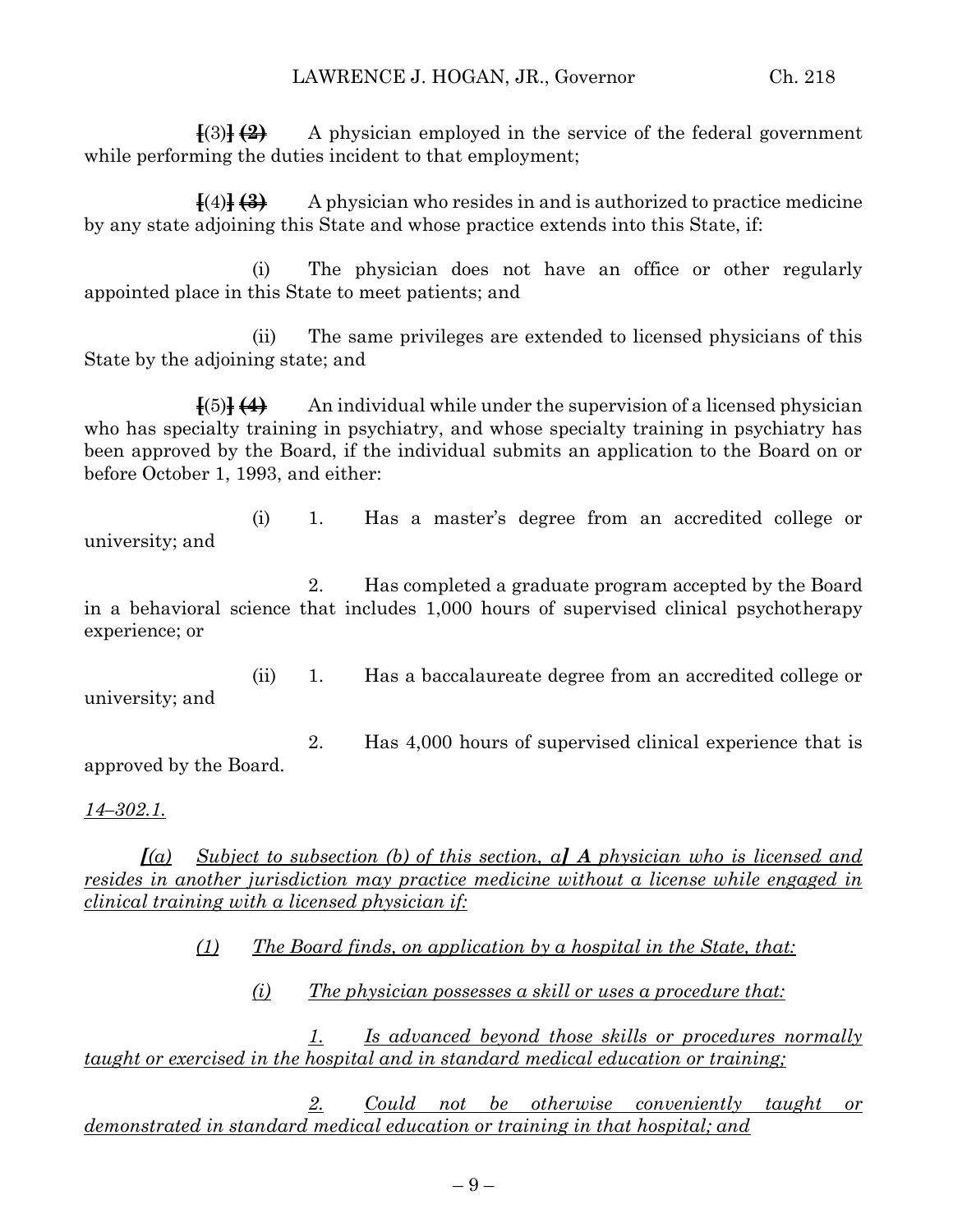[(3)] ~~(2)~~ A physician employed in the service of the federal government while performing the duties incident to that employment;

[(4)] ~~(3)~~ A physician who resides in and is authorized to practice medicine by any state adjoining this State and whose practice extends into this State, if:

(i) The physician does not have an office or other regularly appointed place in this State to meet patients; and

(ii) The same privileges are extended to licensed physicians of this State by the adjoining state; and

[(5)] ~~(4)~~ An individual while under the supervision of a licensed physician who has specialty training in psychiatry, and whose specialty training in psychiatry has been approved by the Board, if the individual submits an application to the Board on or before October 1, 1993, and either:

(i) 1. Has a master's degree from an accredited college or university; and

2. Has completed a graduate program accepted by the Board in a behavioral science that includes 1,000 hours of supervised clinical psychotherapy experience; or

(ii) 1. Has a baccalaureate degree from an accredited college or university; and

2. Has 4,000 hours of supervised clinical experience that is approved by the Board.

<u>*14–302.1.*</u>

***[****<u>(a) Subject to subsection (b) of this section, a</u>****]*** ***<u>A</u>*** *<u>physician who is licensed and resides in another jurisdiction may practice medicine without a license while engaged in clinical training with a licensed physician if:</u>*

*<u>(1) The Board finds, on application by a hospital in the State, that:</u>*

*<u>(i) The physician possesses a skill or uses a procedure that:</u>*

*<u>1. Is advanced beyond those skills or procedures normally taught or exercised in the hospital and in standard medical education or training;</u>*

*<u>2. Could not be otherwise conveniently taught or demonstrated in standard medical education or training in that hospital; and</u>*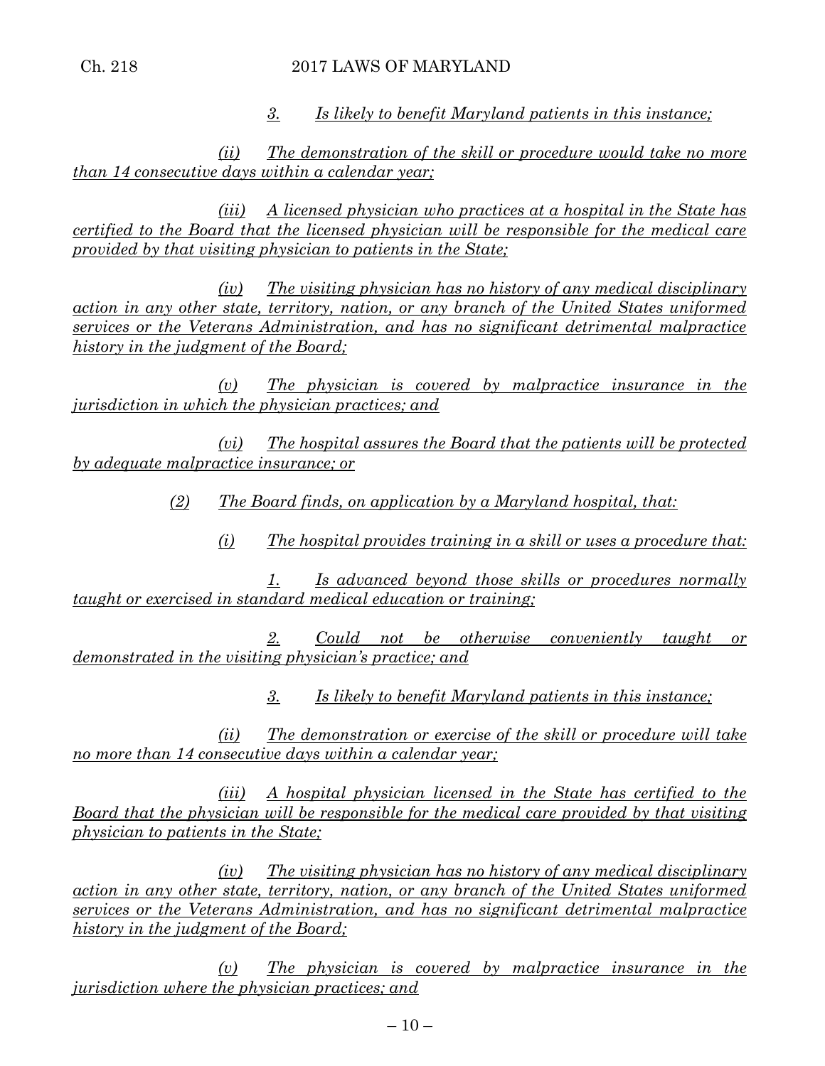3. *Is likely to benefit Maryland patients in this instance;*

(ii) *The demonstration of the skill or procedure would take no more than 14 consecutive days within a calendar year;*

(iii) *A licensed physician who practices at a hospital in the State has certified to the Board that the licensed physician will be responsible for the medical care provided by that visiting physician to patients in the State;*

(iv) *The visiting physician has no history of any medical disciplinary action in any other state, territory, nation, or any branch of the United States uniformed services or the Veterans Administration, and has no significant detrimental malpractice history in the judgment of the Board;*

(v) *The physician is covered by malpractice insurance in the jurisdiction in which the physician practices; and*

(vi) *The hospital assures the Board that the patients will be protected by adequate malpractice insurance; or*

(2) *The Board finds, on application by a Maryland hospital, that:*

(i) *The hospital provides training in a skill or uses a procedure that:*

1. *Is advanced beyond those skills or procedures normally taught or exercised in standard medical education or training;*

2. *Could not be otherwise conveniently taught or demonstrated in the visiting physician's practice; and*

3. *Is likely to benefit Maryland patients in this instance;*

(ii) *The demonstration or exercise of the skill or procedure will take no more than 14 consecutive days within a calendar year;*

(iii) *A hospital physician licensed in the State has certified to the Board that the physician will be responsible for the medical care provided by that visiting physician to patients in the State;*

(iv) *The visiting physician has no history of any medical disciplinary action in any other state, territory, nation, or any branch of the United States uniformed services or the Veterans Administration, and has no significant detrimental malpractice history in the judgment of the Board;*

(v) *The physician is covered by malpractice insurance in the jurisdiction where the physician practices; and*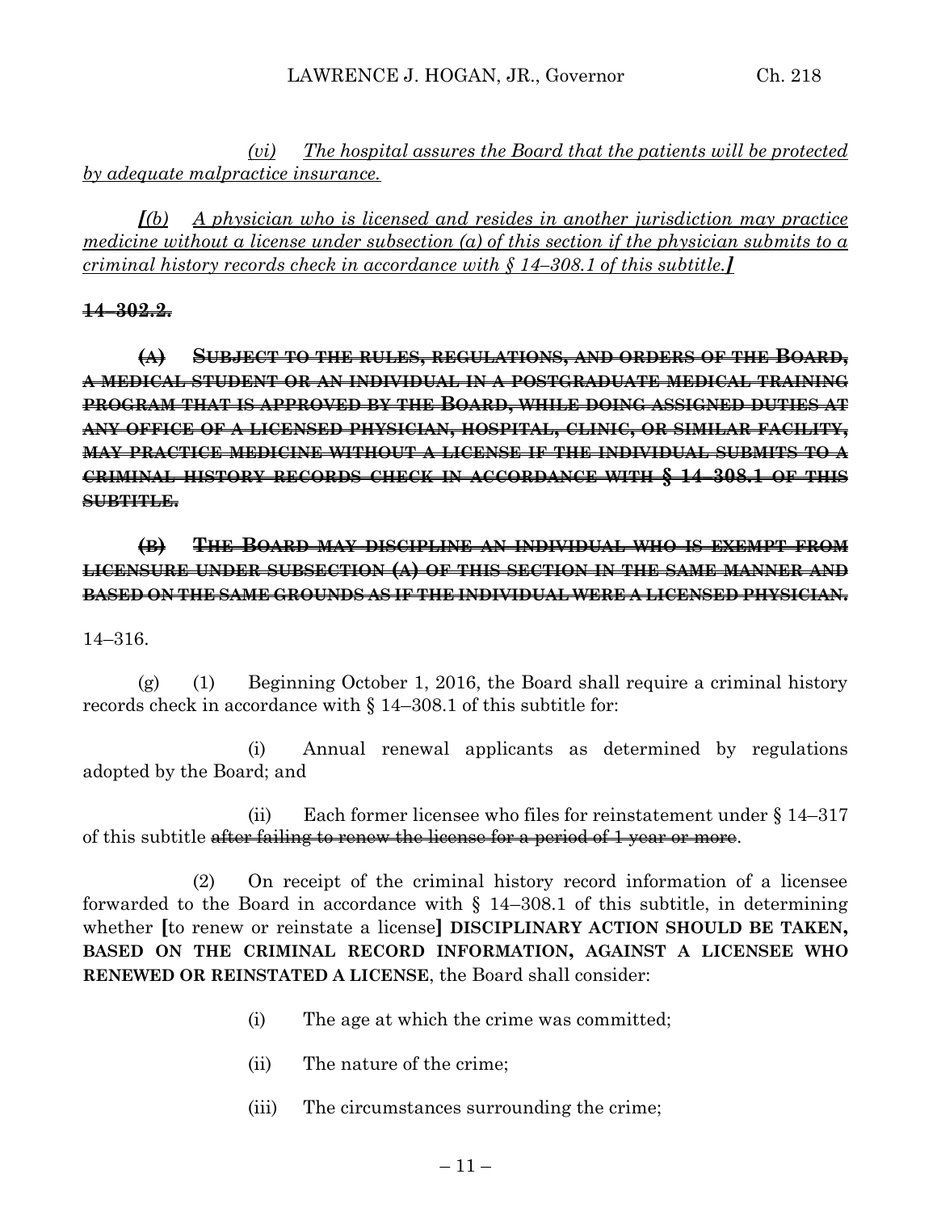*(vi) The hospital assures the Board that the patients will be protected by adequate malpractice insurance.*

***[**(b) A physician who is licensed and resides in another jurisdiction may practice medicine without a license under subsection (a) of this section if the physician submits to a criminal history records check in accordance with § 14–308.1 of this subtitle.**]***

~~**14–302.2.**~~

~~**(A) SUBJECT TO THE RULES, REGULATIONS, AND ORDERS OF THE BOARD, A MEDICAL STUDENT OR AN INDIVIDUAL IN A POSTGRADUATE MEDICAL TRAINING PROGRAM THAT IS APPROVED BY THE BOARD, WHILE DOING ASSIGNED DUTIES AT ANY OFFICE OF A LICENSED PHYSICIAN, HOSPITAL, CLINIC, OR SIMILAR FACILITY, MAY PRACTICE MEDICINE WITHOUT A LICENSE IF THE INDIVIDUAL SUBMITS TO A CRIMINAL HISTORY RECORDS CHECK IN ACCORDANCE WITH § 14–308.1 OF THIS SUBTITLE.**~~

~~**(B) THE BOARD MAY DISCIPLINE AN INDIVIDUAL WHO IS EXEMPT FROM LICENSURE UNDER SUBSECTION (A) OF THIS SECTION IN THE SAME MANNER AND BASED ON THE SAME GROUNDS AS IF THE INDIVIDUAL WERE A LICENSED PHYSICIAN.**~~

14–316.

(g) (1) Beginning October 1, 2016, the Board shall require a criminal history records check in accordance with § 14–308.1 of this subtitle for:

(i) Annual renewal applicants as determined by regulations adopted by the Board; and

(ii) Each former licensee who files for reinstatement under § 14–317 of this subtitle ~~after failing to renew the license for a period of 1 year or more~~.

(2) On receipt of the criminal history record information of a licensee forwarded to the Board in accordance with § 14–308.1 of this subtitle, in determining whether **[**to renew or reinstate a license**]** **DISCIPLINARY ACTION SHOULD BE TAKEN, BASED ON THE CRIMINAL RECORD INFORMATION, AGAINST A LICENSEE WHO RENEWED OR REINSTATED A LICENSE**, the Board shall consider:

(i) The age at which the crime was committed;

(ii) The nature of the crime;

(iii) The circumstances surrounding the crime;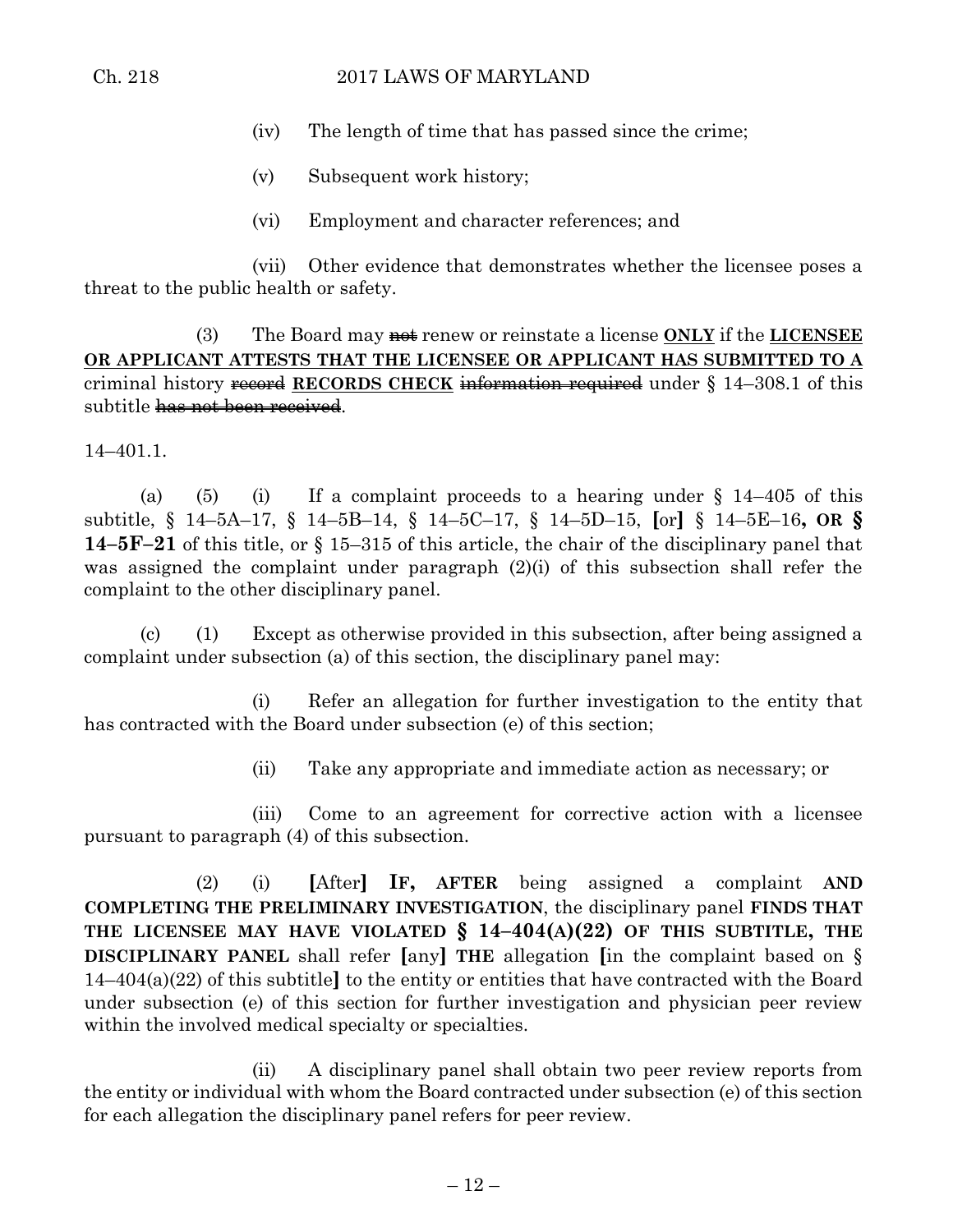(iv) The length of time that has passed since the crime;

(v) Subsequent work history;

(vi) Employment and character references; and

(vii) Other evidence that demonstrates whether the licensee poses a threat to the public health or safety.

(3) The Board may ~~not~~ renew or reinstate a license **ONLY** if the **LICENSEE OR APPLICANT ATTESTS THAT THE LICENSEE OR APPLICANT HAS SUBMITTED TO A** criminal history ~~record~~ **RECORDS CHECK** ~~information required~~ under § 14–308.1 of this subtitle ~~has not been received~~.

14–401.1.

(a) (5) (i) If a complaint proceeds to a hearing under § 14–405 of this subtitle, § 14–5A–17, § 14–5B–14, § 14–5C–17, § 14–5D–15, **[**or**]** § 14–5E–16**, OR § 14–5F–21** of this title, or § 15–315 of this article, the chair of the disciplinary panel that was assigned the complaint under paragraph (2)(i) of this subsection shall refer the complaint to the other disciplinary panel.

(c) (1) Except as otherwise provided in this subsection, after being assigned a complaint under subsection (a) of this section, the disciplinary panel may:

(i) Refer an allegation for further investigation to the entity that has contracted with the Board under subsection (e) of this section;

(ii) Take any appropriate and immediate action as necessary; or

(iii) Come to an agreement for corrective action with a licensee pursuant to paragraph (4) of this subsection.

(2) (i) **[**After**]** **IF, AFTER** being assigned a complaint **AND COMPLETING THE PRELIMINARY INVESTIGATION**, the disciplinary panel **FINDS THAT THE LICENSEE MAY HAVE VIOLATED § 14–404(A)(22) OF THIS SUBTITLE, THE DISCIPLINARY PANEL** shall refer **[**any**]** **THE** allegation **[**in the complaint based on § 14–404(a)(22) of this subtitle**]** to the entity or entities that have contracted with the Board under subsection (e) of this section for further investigation and physician peer review within the involved medical specialty or specialties.

(ii) A disciplinary panel shall obtain two peer review reports from the entity or individual with whom the Board contracted under subsection (e) of this section for each allegation the disciplinary panel refers for peer review.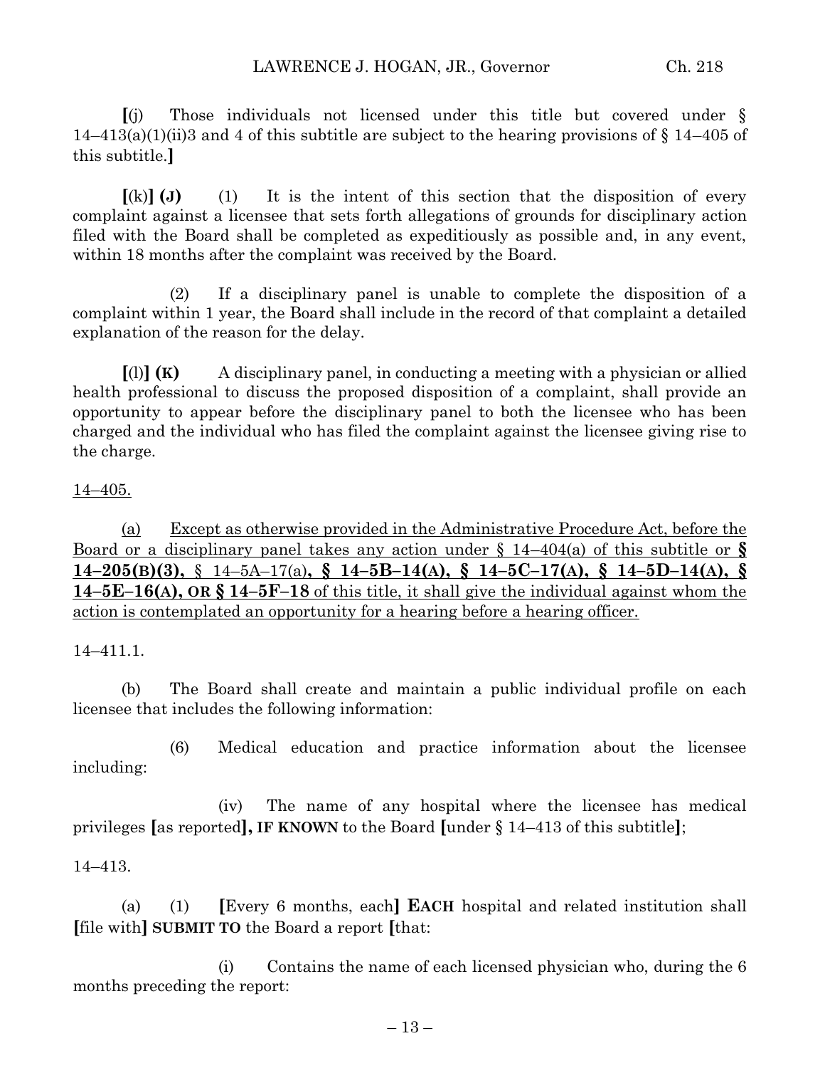**[**(j) Those individuals not licensed under this title but covered under § 14–413(a)(1)(ii)3 and 4 of this subtitle are subject to the hearing provisions of § 14–405 of this subtitle.**]**

**[**(k)**] (J)** (1) It is the intent of this section that the disposition of every complaint against a licensee that sets forth allegations of grounds for disciplinary action filed with the Board shall be completed as expeditiously as possible and, in any event, within 18 months after the complaint was received by the Board.

(2) If a disciplinary panel is unable to complete the disposition of a complaint within 1 year, the Board shall include in the record of that complaint a detailed explanation of the reason for the delay.

**[**(l)**] (K)** A disciplinary panel, in conducting a meeting with a physician or allied health professional to discuss the proposed disposition of a complaint, shall provide an opportunity to appear before the disciplinary panel to both the licensee who has been charged and the individual who has filed the complaint against the licensee giving rise to the charge.

<u>14–405.</u>

<u>(a) Except as otherwise provided in the Administrative Procedure Act, before the Board or a disciplinary panel takes any action under § 14–404(a) of this subtitle or **§ 14–205(B)(3),** § 14–5A–17(a)**, § 14–5B–14(A), § 14–5C–17(A), § 14–5D–14(A), § 14–5E–16(A), OR § 14–5F–18** of this title, it shall give the individual against whom the action is contemplated an opportunity for a hearing before a hearing officer.</u>

14–411.1.

(b) The Board shall create and maintain a public individual profile on each licensee that includes the following information:

(6) Medical education and practice information about the licensee including:

(iv) The name of any hospital where the licensee has medical privileges **[**as reported**], IF KNOWN** to the Board **[**under § 14–413 of this subtitle**]**;

14–413.

(a) (1) **[**Every 6 months, each**] EACH** hospital and related institution shall **[**file with**] SUBMIT TO** the Board a report **[**that:

(i) Contains the name of each licensed physician who, during the 6 months preceding the report: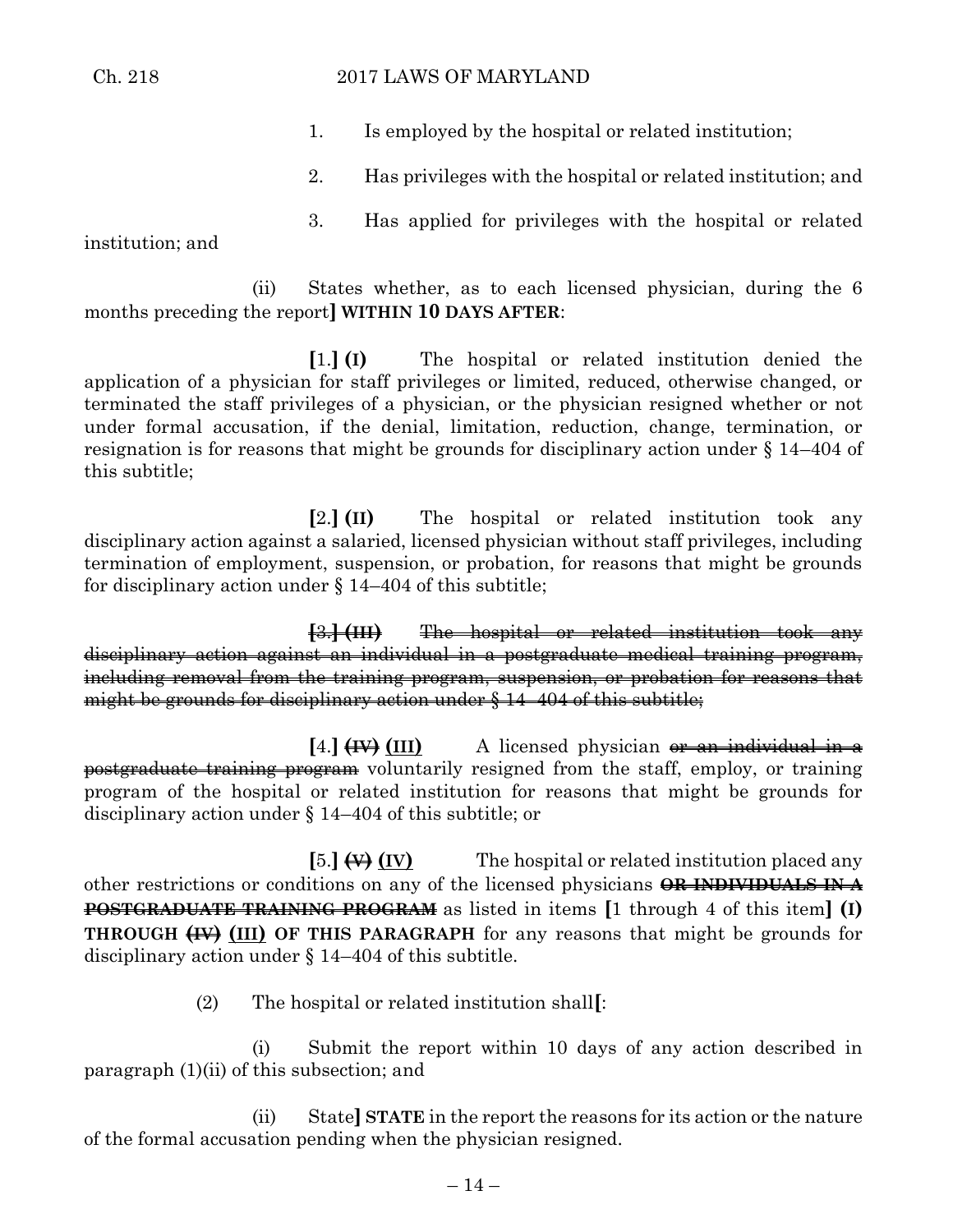1. Is employed by the hospital or related institution;

2. Has privileges with the hospital or related institution; and

3. Has applied for privileges with the hospital or related institution; and

(ii) States whether, as to each licensed physician, during the 6 months preceding the report**]** **WITHIN 10 DAYS AFTER**:

**[**1.**]** **(I)** The hospital or related institution denied the application of a physician for staff privileges or limited, reduced, otherwise changed, or terminated the staff privileges of a physician, or the physician resigned whether or not under formal accusation, if the denial, limitation, reduction, change, termination, or resignation is for reasons that might be grounds for disciplinary action under § 14–404 of this subtitle;

**[**2.**]** **(II)** The hospital or related institution took any disciplinary action against a salaried, licensed physician without staff privileges, including termination of employment, suspension, or probation, for reasons that might be grounds for disciplinary action under § 14–404 of this subtitle;

~~**[**3.**]** **(III)** The hospital or related institution took any disciplinary action against an individual in a postgraduate medical training program, including removal from the training program, suspension, or probation for reasons that might be grounds for disciplinary action under § 14–404 of this subtitle;~~

**[**4.**]** ~~**(IV)**~~ **(III)** A licensed physician ~~or an individual in a postgraduate training program~~ voluntarily resigned from the staff, employ, or training program of the hospital or related institution for reasons that might be grounds for disciplinary action under § 14–404 of this subtitle; or

**[**5.**]** ~~**(V)**~~ **(IV)** The hospital or related institution placed any other restrictions or conditions on any of the licensed physicians ~~**OR INDIVIDUALS IN A POSTGRADUATE TRAINING PROGRAM**~~ as listed in items **[**1 through 4 of this item**]** **(I) THROUGH** ~~**(IV)**~~ **(III) OF THIS PARAGRAPH** for any reasons that might be grounds for disciplinary action under § 14–404 of this subtitle.

(2) The hospital or related institution shall**[**:

(i) Submit the report within 10 days of any action described in paragraph (1)(ii) of this subsection; and

(ii) State**]** **STATE** in the report the reasons for its action or the nature of the formal accusation pending when the physician resigned.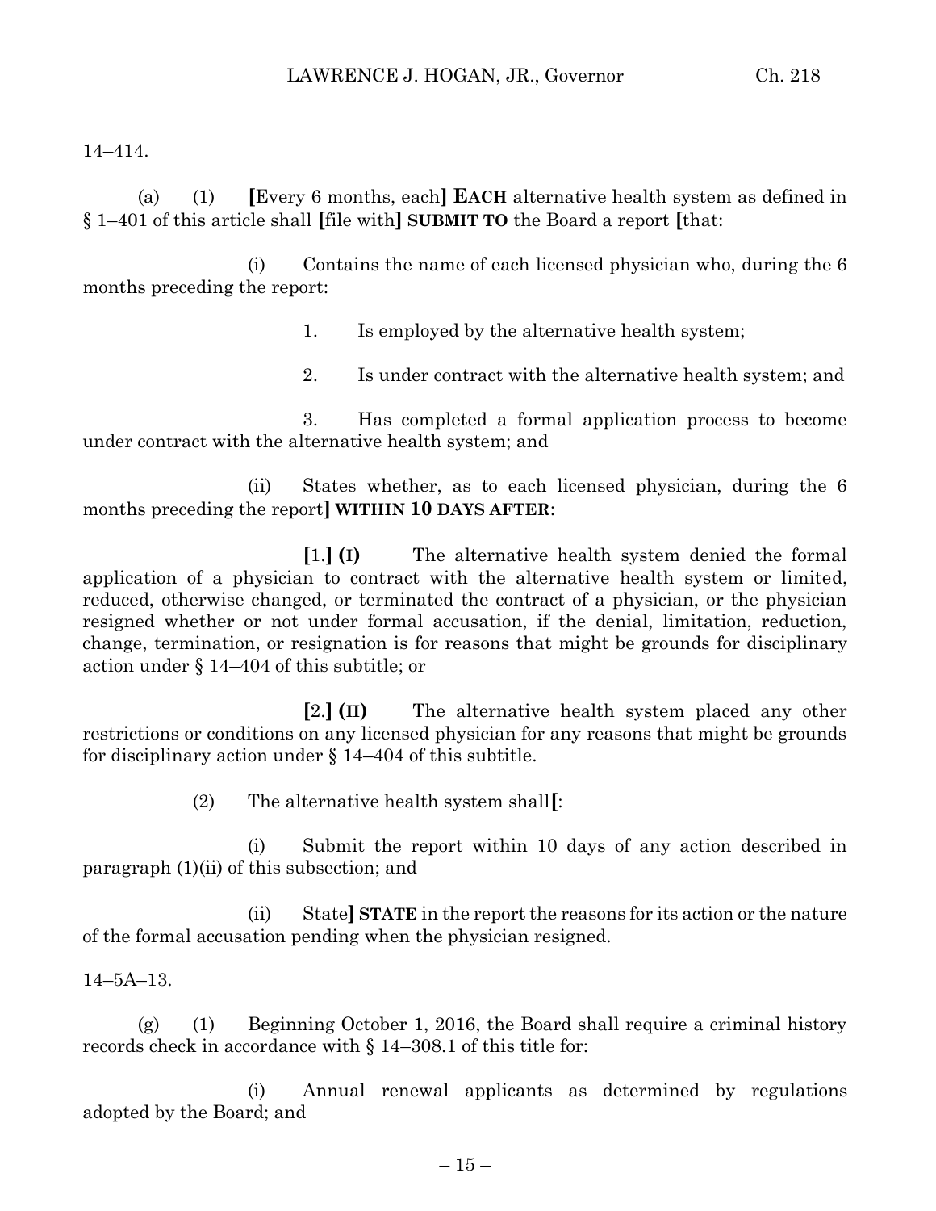14–414.

(a) (1) [Every 6 months, each] **EACH** alternative health system as defined in § 1–401 of this article shall [file with] **SUBMIT TO** the Board a report [that:

(i) Contains the name of each licensed physician who, during the 6 months preceding the report:

1. Is employed by the alternative health system;

2. Is under contract with the alternative health system; and

3. Has completed a formal application process to become under contract with the alternative health system; and

(ii) States whether, as to each licensed physician, during the 6 months preceding the report] **WITHIN 10 DAYS AFTER**:

[1.] **(I)** The alternative health system denied the formal application of a physician to contract with the alternative health system or limited, reduced, otherwise changed, or terminated the contract of a physician, or the physician resigned whether or not under formal accusation, if the denial, limitation, reduction, change, termination, or resignation is for reasons that might be grounds for disciplinary action under § 14–404 of this subtitle; or

[2.] **(II)** The alternative health system placed any other restrictions or conditions on any licensed physician for any reasons that might be grounds for disciplinary action under § 14–404 of this subtitle.

(2) The alternative health system shall[:

(i) Submit the report within 10 days of any action described in paragraph (1)(ii) of this subsection; and

(ii) State] **STATE** in the report the reasons for its action or the nature of the formal accusation pending when the physician resigned.

14–5A–13.

(g) (1) Beginning October 1, 2016, the Board shall require a criminal history records check in accordance with § 14–308.1 of this title for:

(i) Annual renewal applicants as determined by regulations adopted by the Board; and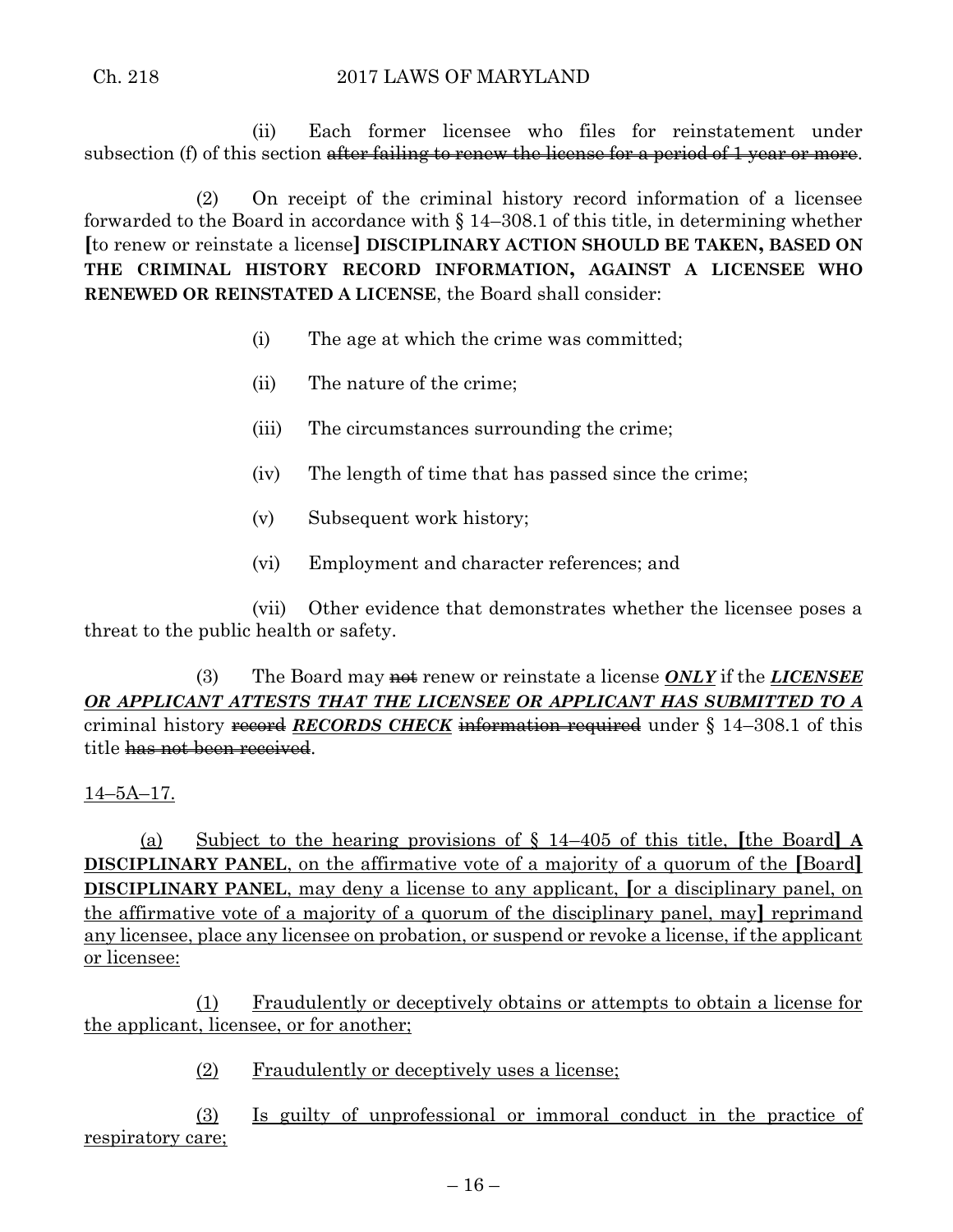(ii) Each former licensee who files for reinstatement under subsection (f) of this section ~~after failing to renew the license for a period of 1 year or more~~.

(2) On receipt of the criminal history record information of a licensee forwarded to the Board in accordance with § 14–308.1 of this title, in determining whether **[**to renew or reinstate a license**]** **DISCIPLINARY ACTION SHOULD BE TAKEN, BASED ON THE CRIMINAL HISTORY RECORD INFORMATION, AGAINST A LICENSEE WHO RENEWED OR REINSTATED A LICENSE**, the Board shall consider:

(i) The age at which the crime was committed;

(ii) The nature of the crime;

(iii) The circumstances surrounding the crime;

(iv) The length of time that has passed since the crime;

(v) Subsequent work history;

(vi) Employment and character references; and

(vii) Other evidence that demonstrates whether the licensee poses a threat to the public health or safety.

(3) The Board may ~~not~~ renew or reinstate a license ***ONLY*** if the ***LICENSEE OR APPLICANT ATTESTS THAT THE LICENSEE OR APPLICANT HAS SUBMITTED TO A*** criminal history ~~record~~ ***RECORDS CHECK*** ~~information required~~ under § 14–308.1 of this title ~~has not been received~~.

14–5A–17.

(a) Subject to the hearing provisions of § 14–405 of this title, **[**the Board**]** **A DISCIPLINARY PANEL**, on the affirmative vote of a majority of a quorum of the **[**Board**]** **DISCIPLINARY PANEL**, may deny a license to any applicant, **[**or a disciplinary panel, on the affirmative vote of a majority of a quorum of the disciplinary panel, may**]** reprimand any licensee, place any licensee on probation, or suspend or revoke a license, if the applicant or licensee:

(1) Fraudulently or deceptively obtains or attempts to obtain a license for the applicant, licensee, or for another;

(2) Fraudulently or deceptively uses a license;

(3) Is guilty of unprofessional or immoral conduct in the practice of respiratory care;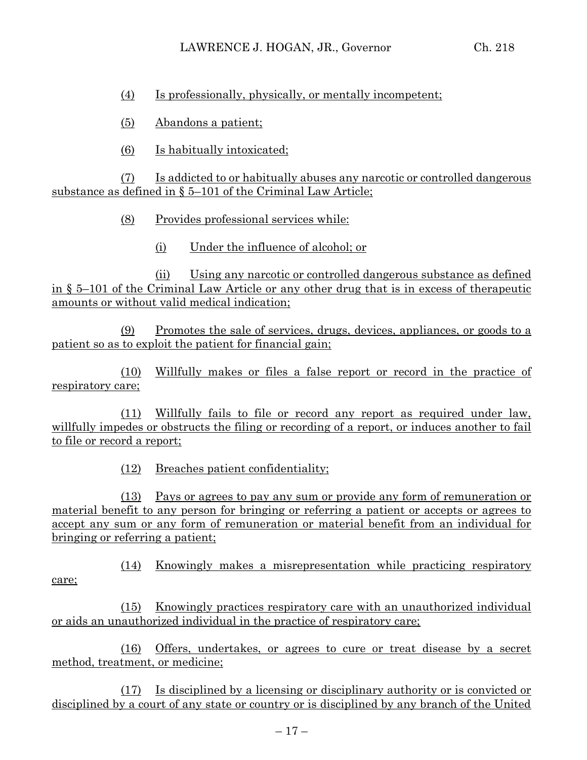(4) Is professionally, physically, or mentally incompetent;

(5) Abandons a patient;

(6) Is habitually intoxicated;

(7) Is addicted to or habitually abuses any narcotic or controlled dangerous substance as defined in § 5–101 of the Criminal Law Article;

(8) Provides professional services while:

(i) Under the influence of alcohol; or

(ii) Using any narcotic or controlled dangerous substance as defined in § 5–101 of the Criminal Law Article or any other drug that is in excess of therapeutic amounts or without valid medical indication;

(9) Promotes the sale of services, drugs, devices, appliances, or goods to a patient so as to exploit the patient for financial gain;

(10) Willfully makes or files a false report or record in the practice of respiratory care;

(11) Willfully fails to file or record any report as required under law, willfully impedes or obstructs the filing or recording of a report, or induces another to fail to file or record a report;

(12) Breaches patient confidentiality;

(13) Pays or agrees to pay any sum or provide any form of remuneration or material benefit to any person for bringing or referring a patient or accepts or agrees to accept any sum or any form of remuneration or material benefit from an individual for bringing or referring a patient;

(14) Knowingly makes a misrepresentation while practicing respiratory care;

(15) Knowingly practices respiratory care with an unauthorized individual or aids an unauthorized individual in the practice of respiratory care;

(16) Offers, undertakes, or agrees to cure or treat disease by a secret method, treatment, or medicine;

(17) Is disciplined by a licensing or disciplinary authority or is convicted or disciplined by a court of any state or country or is disciplined by any branch of the United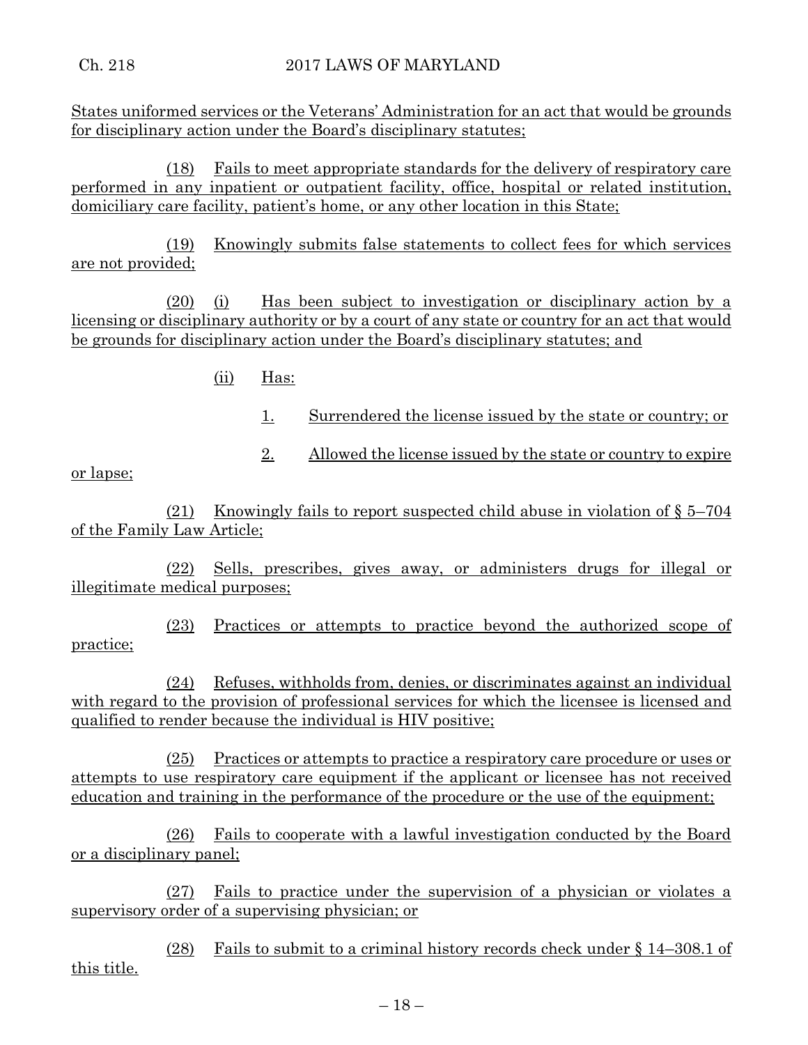States uniformed services or the Veterans' Administration for an act that would be grounds for disciplinary action under the Board's disciplinary statutes;

(18) Fails to meet appropriate standards for the delivery of respiratory care performed in any inpatient or outpatient facility, office, hospital or related institution, domiciliary care facility, patient's home, or any other location in this State;

(19) Knowingly submits false statements to collect fees for which services are not provided;

(20) (i) Has been subject to investigation or disciplinary action by a licensing or disciplinary authority or by a court of any state or country for an act that would be grounds for disciplinary action under the Board's disciplinary statutes; and

(ii) Has:

1. Surrendered the license issued by the state or country; or

2. Allowed the license issued by the state or country to expire or lapse;

(21) Knowingly fails to report suspected child abuse in violation of § 5–704 of the Family Law Article;

(22) Sells, prescribes, gives away, or administers drugs for illegal or illegitimate medical purposes;

(23) Practices or attempts to practice beyond the authorized scope of practice;

(24) Refuses, withholds from, denies, or discriminates against an individual with regard to the provision of professional services for which the licensee is licensed and qualified to render because the individual is HIV positive;

(25) Practices or attempts to practice a respiratory care procedure or uses or attempts to use respiratory care equipment if the applicant or licensee has not received education and training in the performance of the procedure or the use of the equipment;

(26) Fails to cooperate with a lawful investigation conducted by the Board or a disciplinary panel;

(27) Fails to practice under the supervision of a physician or violates a supervisory order of a supervising physician; or

(28) Fails to submit to a criminal history records check under § 14–308.1 of this title.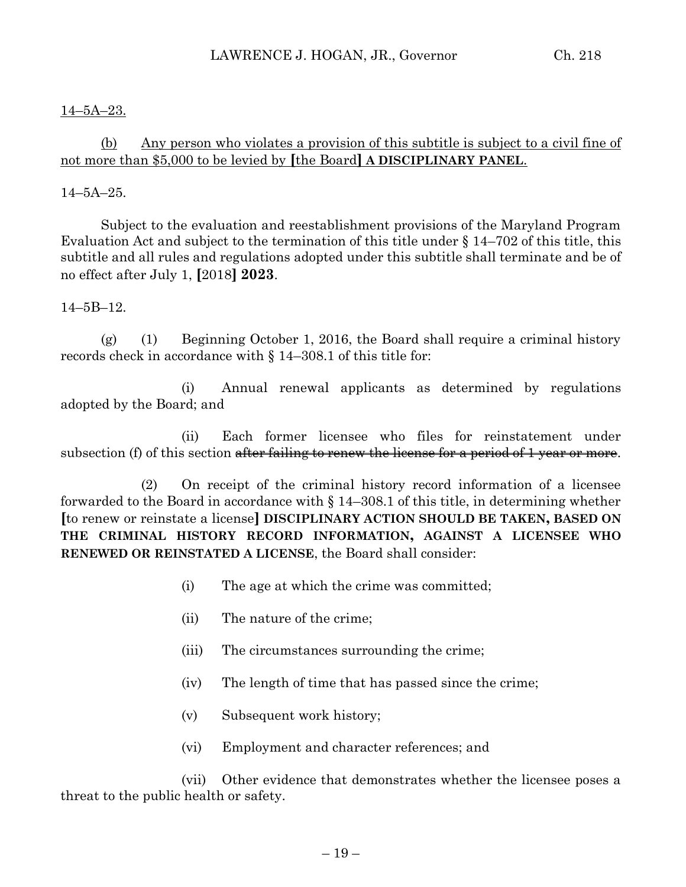14–5A–23.

(b) Any person who violates a provision of this subtitle is subject to a civil fine of not more than $5,000 to be levied by [the Board] **A DISCIPLINARY PANEL**.

14–5A–25.

Subject to the evaluation and reestablishment provisions of the Maryland Program Evaluation Act and subject to the termination of this title under § 14–702 of this title, this subtitle and all rules and regulations adopted under this subtitle shall terminate and be of no effect after July 1, [2018] **2023**.

14–5B–12.

(g) (1) Beginning October 1, 2016, the Board shall require a criminal history records check in accordance with § 14–308.1 of this title for:

(i) Annual renewal applicants as determined by regulations adopted by the Board; and

(ii) Each former licensee who files for reinstatement under subsection (f) of this section ~~after failing to renew the license for a period of 1 year or more~~.

(2) On receipt of the criminal history record information of a licensee forwarded to the Board in accordance with § 14–308.1 of this title, in determining whether [to renew or reinstate a license] **DISCIPLINARY ACTION SHOULD BE TAKEN, BASED ON THE CRIMINAL HISTORY RECORD INFORMATION, AGAINST A LICENSEE WHO RENEWED OR REINSTATED A LICENSE**, the Board shall consider:

(i) The age at which the crime was committed;

(ii) The nature of the crime;

(iii) The circumstances surrounding the crime;

(iv) The length of time that has passed since the crime;

(v) Subsequent work history;

(vi) Employment and character references; and

(vii) Other evidence that demonstrates whether the licensee poses a threat to the public health or safety.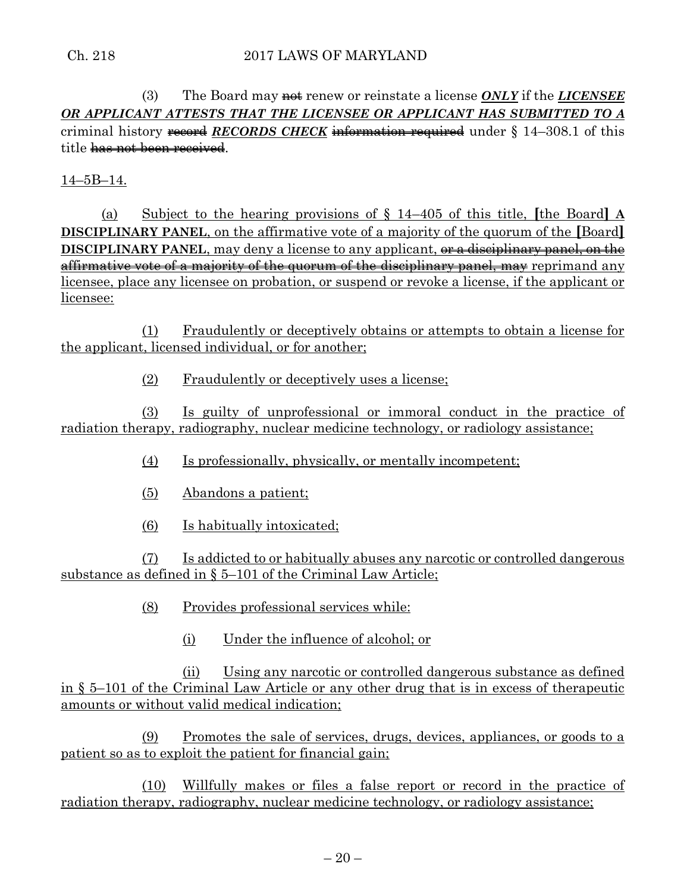(3) The Board may ~~not~~ renew or reinstate a license ***ONLY*** if the ***LICENSEE OR APPLICANT ATTESTS THAT THE LICENSEE OR APPLICANT HAS SUBMITTED TO A*** criminal history ~~record~~ ***RECORDS CHECK*** ~~information required~~ under § 14–308.1 of this title ~~has not been received~~.

14–5B–14.

(a) Subject to the hearing provisions of § 14–405 of this title, [the Board] **A DISCIPLINARY PANEL**, on the affirmative vote of a majority of the quorum of the [Board] **DISCIPLINARY PANEL**, may deny a license to any applicant, ~~or a disciplinary panel, on the affirmative vote of a majority of the quorum of the disciplinary panel, may~~ reprimand any licensee, place any licensee on probation, or suspend or revoke a license, if the applicant or licensee:

(1) Fraudulently or deceptively obtains or attempts to obtain a license for the applicant, licensed individual, or for another;

(2) Fraudulently or deceptively uses a license;

(3) Is guilty of unprofessional or immoral conduct in the practice of radiation therapy, radiography, nuclear medicine technology, or radiology assistance;

(4) Is professionally, physically, or mentally incompetent;

(5) Abandons a patient;

(6) Is habitually intoxicated;

(7) Is addicted to or habitually abuses any narcotic or controlled dangerous substance as defined in § 5–101 of the Criminal Law Article;

(8) Provides professional services while:

(i) Under the influence of alcohol; or

(ii) Using any narcotic or controlled dangerous substance as defined in § 5–101 of the Criminal Law Article or any other drug that is in excess of therapeutic amounts or without valid medical indication;

(9) Promotes the sale of services, drugs, devices, appliances, or goods to a patient so as to exploit the patient for financial gain;

(10) Willfully makes or files a false report or record in the practice of radiation therapy, radiography, nuclear medicine technology, or radiology assistance;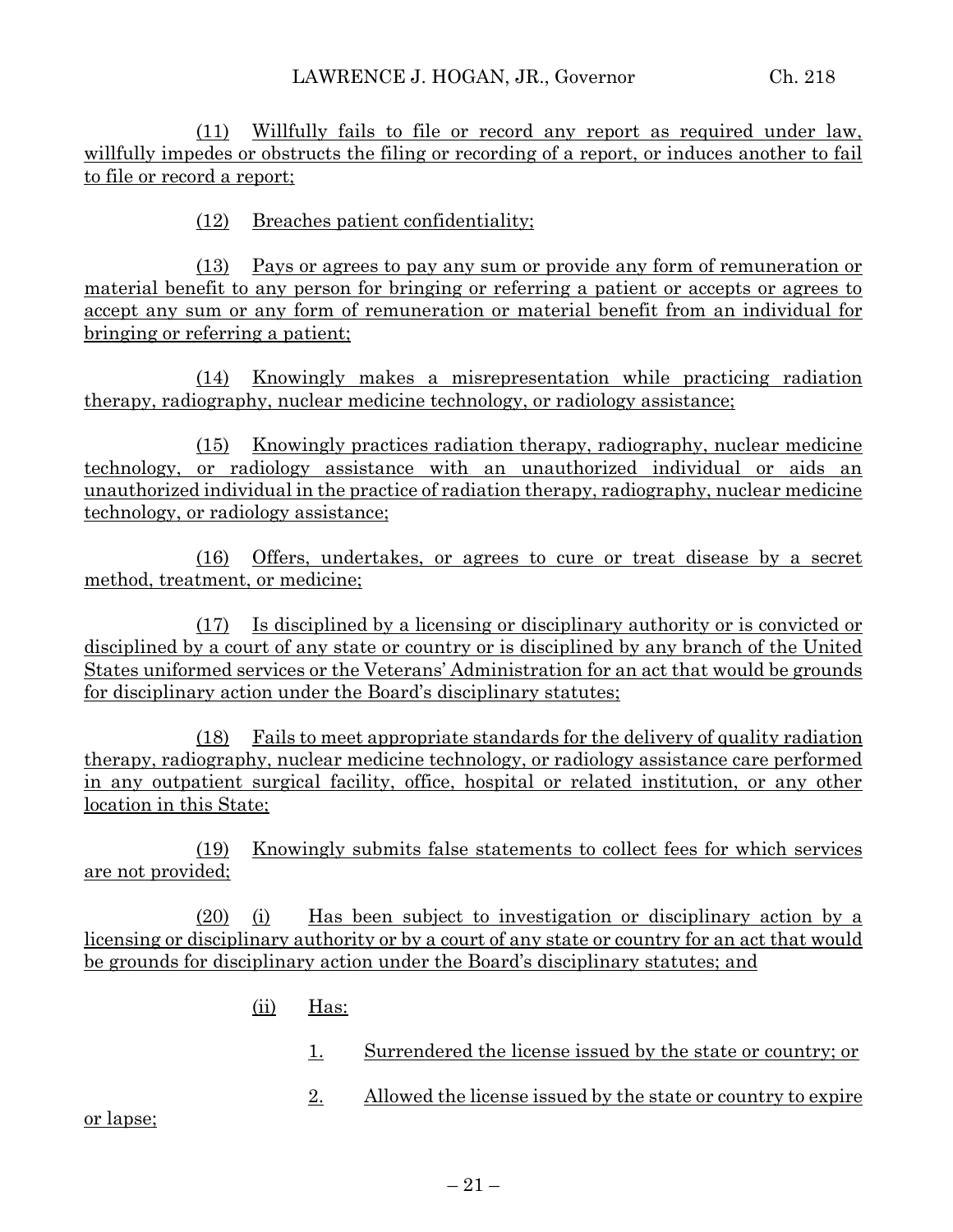(11) Willfully fails to file or record any report as required under law, willfully impedes or obstructs the filing or recording of a report, or induces another to fail to file or record a report;

(12) Breaches patient confidentiality;

(13) Pays or agrees to pay any sum or provide any form of remuneration or material benefit to any person for bringing or referring a patient or accepts or agrees to accept any sum or any form of remuneration or material benefit from an individual for bringing or referring a patient;

(14) Knowingly makes a misrepresentation while practicing radiation therapy, radiography, nuclear medicine technology, or radiology assistance;

(15) Knowingly practices radiation therapy, radiography, nuclear medicine technology, or radiology assistance with an unauthorized individual or aids an unauthorized individual in the practice of radiation therapy, radiography, nuclear medicine technology, or radiology assistance;

(16) Offers, undertakes, or agrees to cure or treat disease by a secret method, treatment, or medicine;

(17) Is disciplined by a licensing or disciplinary authority or is convicted or disciplined by a court of any state or country or is disciplined by any branch of the United States uniformed services or the Veterans' Administration for an act that would be grounds for disciplinary action under the Board's disciplinary statutes;

(18) Fails to meet appropriate standards for the delivery of quality radiation therapy, radiography, nuclear medicine technology, or radiology assistance care performed in any outpatient surgical facility, office, hospital or related institution, or any other location in this State;

(19) Knowingly submits false statements to collect fees for which services are not provided;

(20) (i) Has been subject to investigation or disciplinary action by a licensing or disciplinary authority or by a court of any state or country for an act that would be grounds for disciplinary action under the Board's disciplinary statutes; and

(ii) Has:

1. Surrendered the license issued by the state or country; or

2. Allowed the license issued by the state or country to expire or lapse;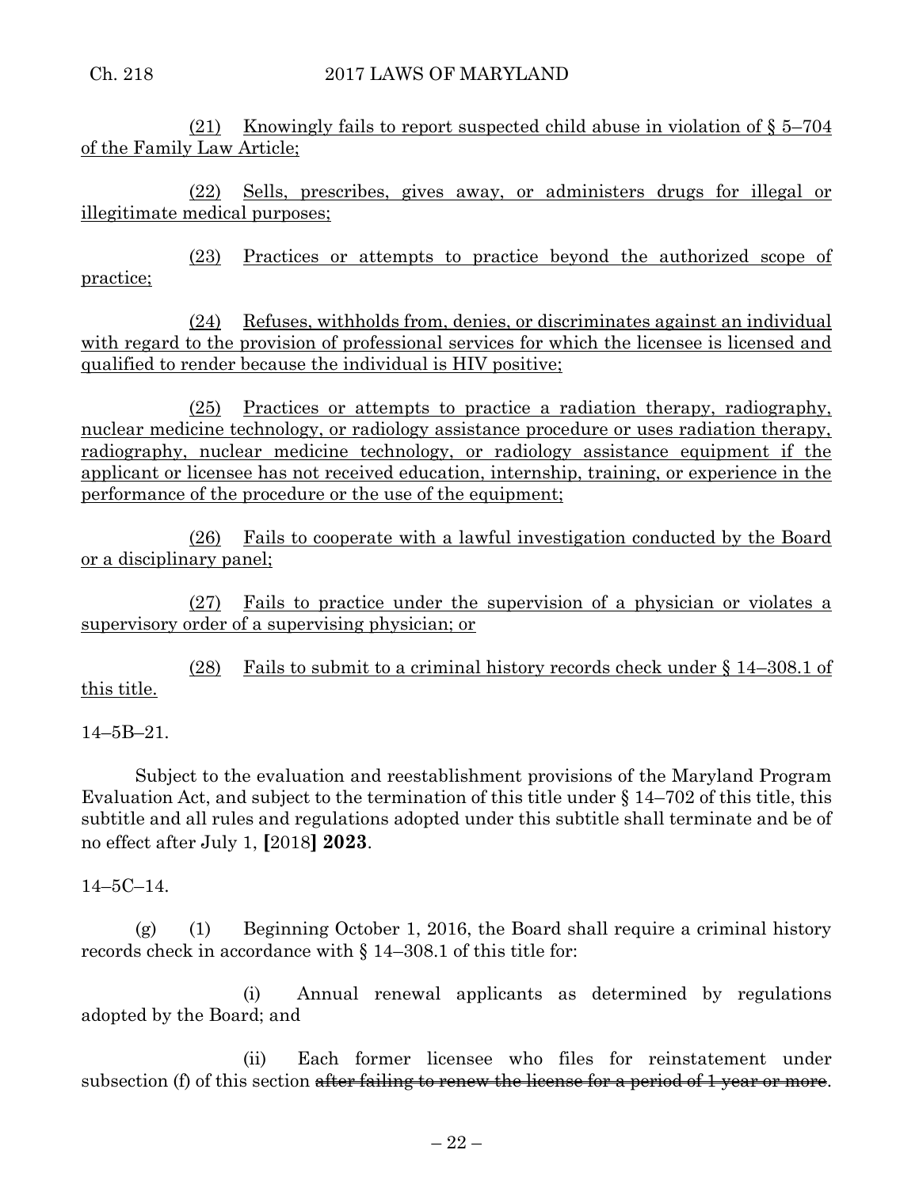(21) Knowingly fails to report suspected child abuse in violation of § 5–704 of the Family Law Article;

(22) Sells, prescribes, gives away, or administers drugs for illegal or illegitimate medical purposes;

(23) Practices or attempts to practice beyond the authorized scope of practice;

(24) Refuses, withholds from, denies, or discriminates against an individual with regard to the provision of professional services for which the licensee is licensed and qualified to render because the individual is HIV positive;

(25) Practices or attempts to practice a radiation therapy, radiography, nuclear medicine technology, or radiology assistance procedure or uses radiation therapy, radiography, nuclear medicine technology, or radiology assistance equipment if the applicant or licensee has not received education, internship, training, or experience in the performance of the procedure or the use of the equipment;

(26) Fails to cooperate with a lawful investigation conducted by the Board or a disciplinary panel;

(27) Fails to practice under the supervision of a physician or violates a supervisory order of a supervising physician; or

(28) Fails to submit to a criminal history records check under § 14–308.1 of this title.

14–5B–21.

Subject to the evaluation and reestablishment provisions of the Maryland Program Evaluation Act, and subject to the termination of this title under § 14–702 of this title, this subtitle and all rules and regulations adopted under this subtitle shall terminate and be of no effect after July 1, **[**2018**] 2023**.

14–5C–14.

(g) (1) Beginning October 1, 2016, the Board shall require a criminal history records check in accordance with § 14–308.1 of this title for:

(i) Annual renewal applicants as determined by regulations adopted by the Board; and

(ii) Each former licensee who files for reinstatement under subsection (f) of this section ~~after failing to renew the license for a period of 1 year or more~~.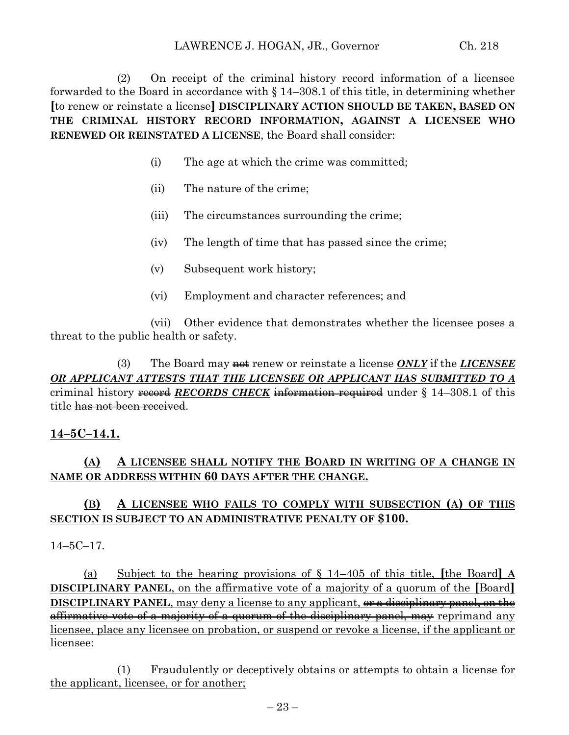(2) On receipt of the criminal history record information of a licensee forwarded to the Board in accordance with § 14–308.1 of this title, in determining whether **[**to renew or reinstate a license**]** **DISCIPLINARY ACTION SHOULD BE TAKEN, BASED ON THE CRIMINAL HISTORY RECORD INFORMATION, AGAINST A LICENSEE WHO RENEWED OR REINSTATED A LICENSE**, the Board shall consider:

(i) The age at which the crime was committed;

(ii) The nature of the crime;

(iii) The circumstances surrounding the crime;

(iv) The length of time that has passed since the crime;

(v) Subsequent work history;

(vi) Employment and character references; and

(vii) Other evidence that demonstrates whether the licensee poses a threat to the public health or safety.

(3) The Board may ~~not~~ renew or reinstate a license ***ONLY*** if the ***LICENSEE OR APPLICANT ATTESTS THAT THE LICENSEE OR APPLICANT HAS SUBMITTED TO A*** criminal history ~~record~~ ***RECORDS CHECK*** ~~information required~~ under § 14–308.1 of this title ~~has not been received~~.

**14–5C–14.1.**

**(A) A LICENSEE SHALL NOTIFY THE BOARD IN WRITING OF A CHANGE IN NAME OR ADDRESS WITHIN 60 DAYS AFTER THE CHANGE.**

**(B) A LICENSEE WHO FAILS TO COMPLY WITH SUBSECTION (A) OF THIS SECTION IS SUBJECT TO AN ADMINISTRATIVE PENALTY OF $100.**

14–5C–17.

(a) Subject to the hearing provisions of § 14–405 of this title, **[**the Board**]** **A DISCIPLINARY PANEL**, on the affirmative vote of a majority of a quorum of the **[**Board**]** **DISCIPLINARY PANEL**, may deny a license to any applicant, ~~or a disciplinary panel, on the affirmative vote of a majority of a quorum of the disciplinary panel, may~~ reprimand any licensee, place any licensee on probation, or suspend or revoke a license, if the applicant or licensee:

(1) Fraudulently or deceptively obtains or attempts to obtain a license for the applicant, licensee, or for another;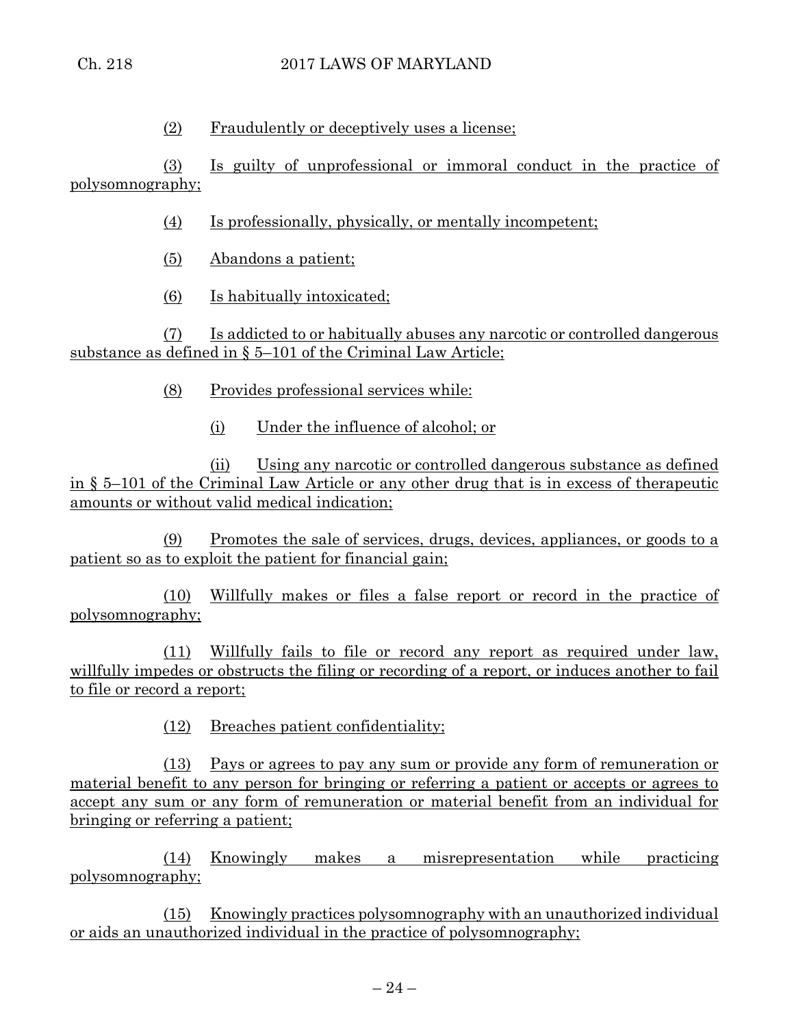(2) Fraudulently or deceptively uses a license;

(3) Is guilty of unprofessional or immoral conduct in the practice of polysomnography;

(4) Is professionally, physically, or mentally incompetent;

(5) Abandons a patient;

(6) Is habitually intoxicated;

(7) Is addicted to or habitually abuses any narcotic or controlled dangerous substance as defined in § 5–101 of the Criminal Law Article;

(8) Provides professional services while:

(i) Under the influence of alcohol; or

(ii) Using any narcotic or controlled dangerous substance as defined in § 5–101 of the Criminal Law Article or any other drug that is in excess of therapeutic amounts or without valid medical indication;

(9) Promotes the sale of services, drugs, devices, appliances, or goods to a patient so as to exploit the patient for financial gain;

(10) Willfully makes or files a false report or record in the practice of polysomnography;

(11) Willfully fails to file or record any report as required under law, willfully impedes or obstructs the filing or recording of a report, or induces another to fail to file or record a report;

(12) Breaches patient confidentiality;

(13) Pays or agrees to pay any sum or provide any form of remuneration or material benefit to any person for bringing or referring a patient or accepts or agrees to accept any sum or any form of remuneration or material benefit from an individual for bringing or referring a patient;

(14) Knowingly makes a misrepresentation while practicing polysomnography;

(15) Knowingly practices polysomnography with an unauthorized individual or aids an unauthorized individual in the practice of polysomnography;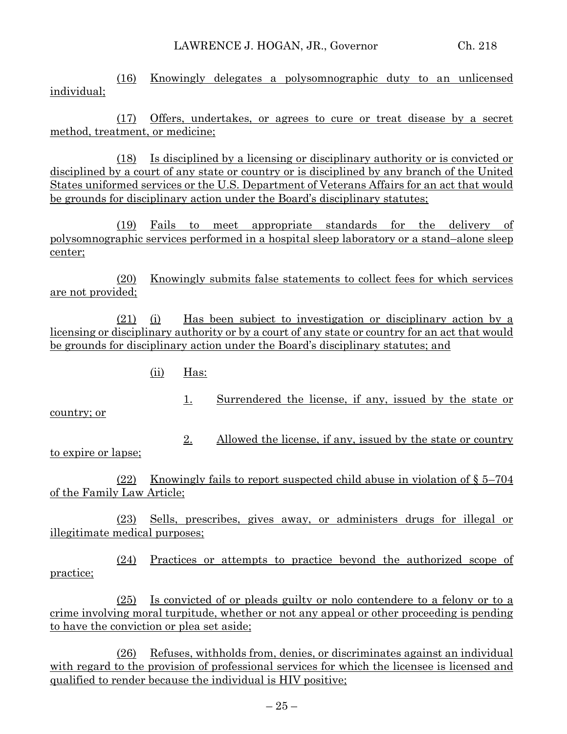(16) Knowingly delegates a polysomnographic duty to an unlicensed individual;

(17) Offers, undertakes, or agrees to cure or treat disease by a secret method, treatment, or medicine;

(18) Is disciplined by a licensing or disciplinary authority or is convicted or disciplined by a court of any state or country or is disciplined by any branch of the United States uniformed services or the U.S. Department of Veterans Affairs for an act that would be grounds for disciplinary action under the Board's disciplinary statutes;

(19) Fails to meet appropriate standards for the delivery of polysomnographic services performed in a hospital sleep laboratory or a stand–alone sleep center;

(20) Knowingly submits false statements to collect fees for which services are not provided;

(21) (i) Has been subject to investigation or disciplinary action by a licensing or disciplinary authority or by a court of any state or country for an act that would be grounds for disciplinary action under the Board's disciplinary statutes; and

(ii) Has:

1. Surrendered the license, if any, issued by the state or country; or

2. Allowed the license, if any, issued by the state or country to expire or lapse;

(22) Knowingly fails to report suspected child abuse in violation of § 5–704 of the Family Law Article;

(23) Sells, prescribes, gives away, or administers drugs for illegal or illegitimate medical purposes;

(24) Practices or attempts to practice beyond the authorized scope of practice;

(25) Is convicted of or pleads guilty or nolo contendere to a felony or to a crime involving moral turpitude, whether or not any appeal or other proceeding is pending to have the conviction or plea set aside;

(26) Refuses, withholds from, denies, or discriminates against an individual with regard to the provision of professional services for which the licensee is licensed and qualified to render because the individual is HIV positive;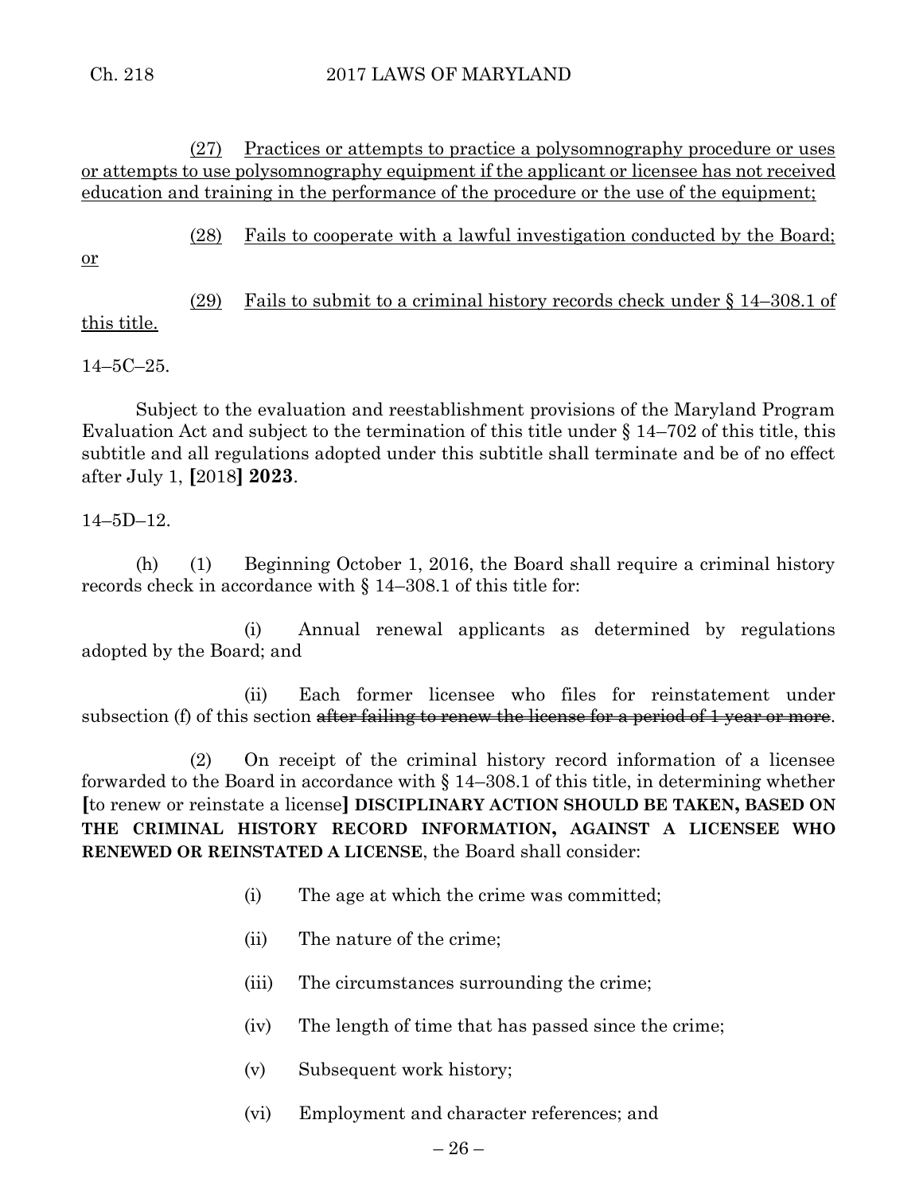(27) <u>Practices or attempts to practice a polysomnography procedure or uses or attempts to use polysomnography equipment if the applicant or licensee has not received education and training in the performance of the procedure or the use of the equipment;</u>

(28) <u>Fails to cooperate with a lawful investigation conducted by the Board; or</u>

(29) <u>Fails to submit to a criminal history records check under § 14–308.1 of this title.</u>

14–5C–25.

Subject to the evaluation and reestablishment provisions of the Maryland Program Evaluation Act and subject to the termination of this title under § 14–702 of this title, this subtitle and all regulations adopted under this subtitle shall terminate and be of no effect after July 1, **[**2018**] 2023**.

14–5D–12.

(h) (1) Beginning October 1, 2016, the Board shall require a criminal history records check in accordance with § 14–308.1 of this title for:

(i) Annual renewal applicants as determined by regulations adopted by the Board; and

(ii) Each former licensee who files for reinstatement under subsection (f) of this section ~~after failing to renew the license for a period of 1 year or more~~.

(2) On receipt of the criminal history record information of a licensee forwarded to the Board in accordance with § 14–308.1 of this title, in determining whether **[**to renew or reinstate a license**] DISCIPLINARY ACTION SHOULD BE TAKEN, BASED ON THE CRIMINAL HISTORY RECORD INFORMATION, AGAINST A LICENSEE WHO RENEWED OR REINSTATED A LICENSE**, the Board shall consider:

(i) The age at which the crime was committed;

(ii) The nature of the crime;

(iii) The circumstances surrounding the crime;

(iv) The length of time that has passed since the crime;

(v) Subsequent work history;

(vi) Employment and character references; and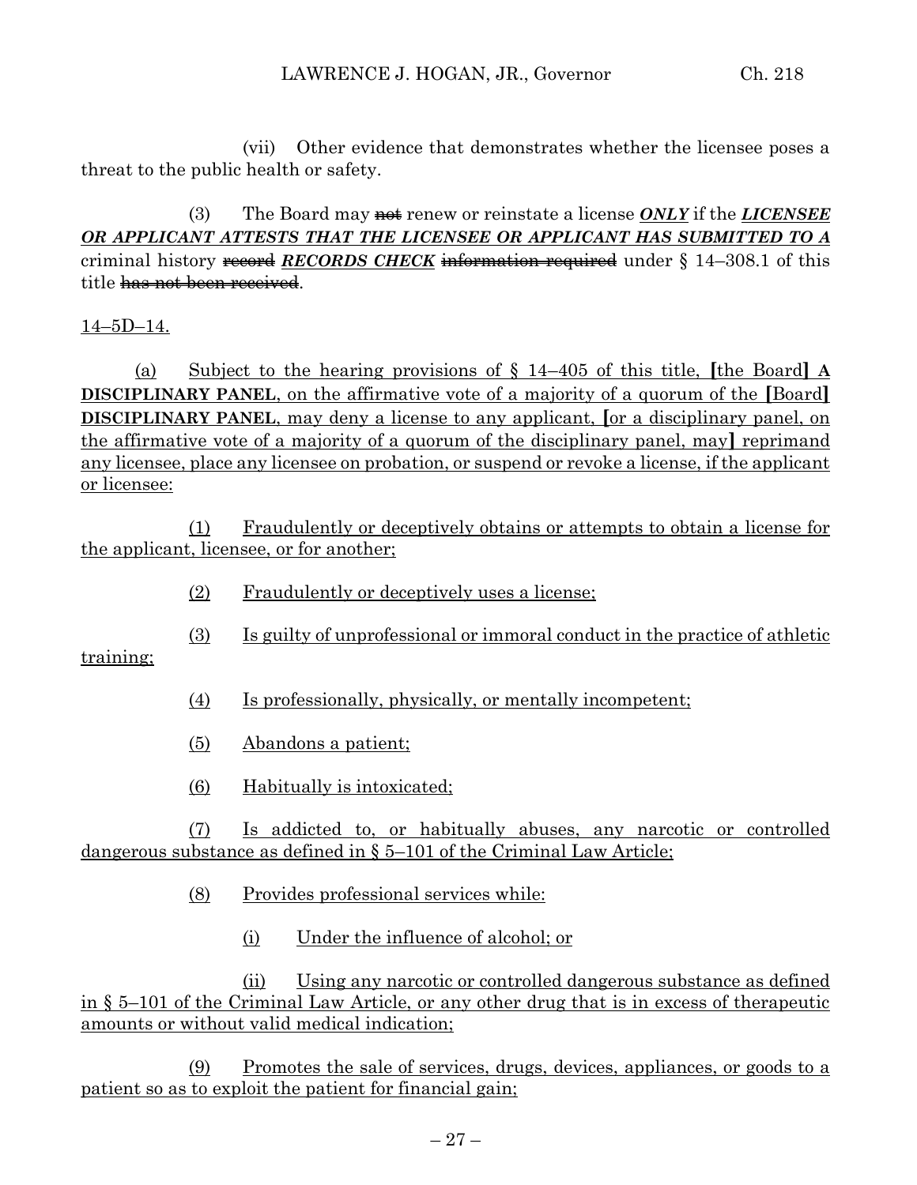(vii) Other evidence that demonstrates whether the licensee poses a threat to the public health or safety.

(3) The Board may ~~not~~ renew or reinstate a license ***ONLY*** if the ***LICENSEE OR APPLICANT ATTESTS THAT THE LICENSEE OR APPLICANT HAS SUBMITTED TO A*** criminal history ~~record~~ ***RECORDS CHECK*** ~~information required~~ under § 14–308.1 of this title ~~has not been received~~.

14–5D–14.

(a) Subject to the hearing provisions of § 14–405 of this title, [the Board] **A DISCIPLINARY PANEL**, on the affirmative vote of a majority of a quorum of the [Board] **DISCIPLINARY PANEL**, may deny a license to any applicant, [or a disciplinary panel, on the affirmative vote of a majority of a quorum of the disciplinary panel, may] reprimand any licensee, place any licensee on probation, or suspend or revoke a license, if the applicant or licensee:

(1) Fraudulently or deceptively obtains or attempts to obtain a license for the applicant, licensee, or for another;

(2) Fraudulently or deceptively uses a license;

(3) Is guilty of unprofessional or immoral conduct in the practice of athletic training;

(4) Is professionally, physically, or mentally incompetent;

(5) Abandons a patient;

(6) Habitually is intoxicated;

(7) Is addicted to, or habitually abuses, any narcotic or controlled dangerous substance as defined in § 5–101 of the Criminal Law Article;

(8) Provides professional services while:

(i) Under the influence of alcohol; or

(ii) Using any narcotic or controlled dangerous substance as defined in § 5–101 of the Criminal Law Article, or any other drug that is in excess of therapeutic amounts or without valid medical indication;

(9) Promotes the sale of services, drugs, devices, appliances, or goods to a patient so as to exploit the patient for financial gain;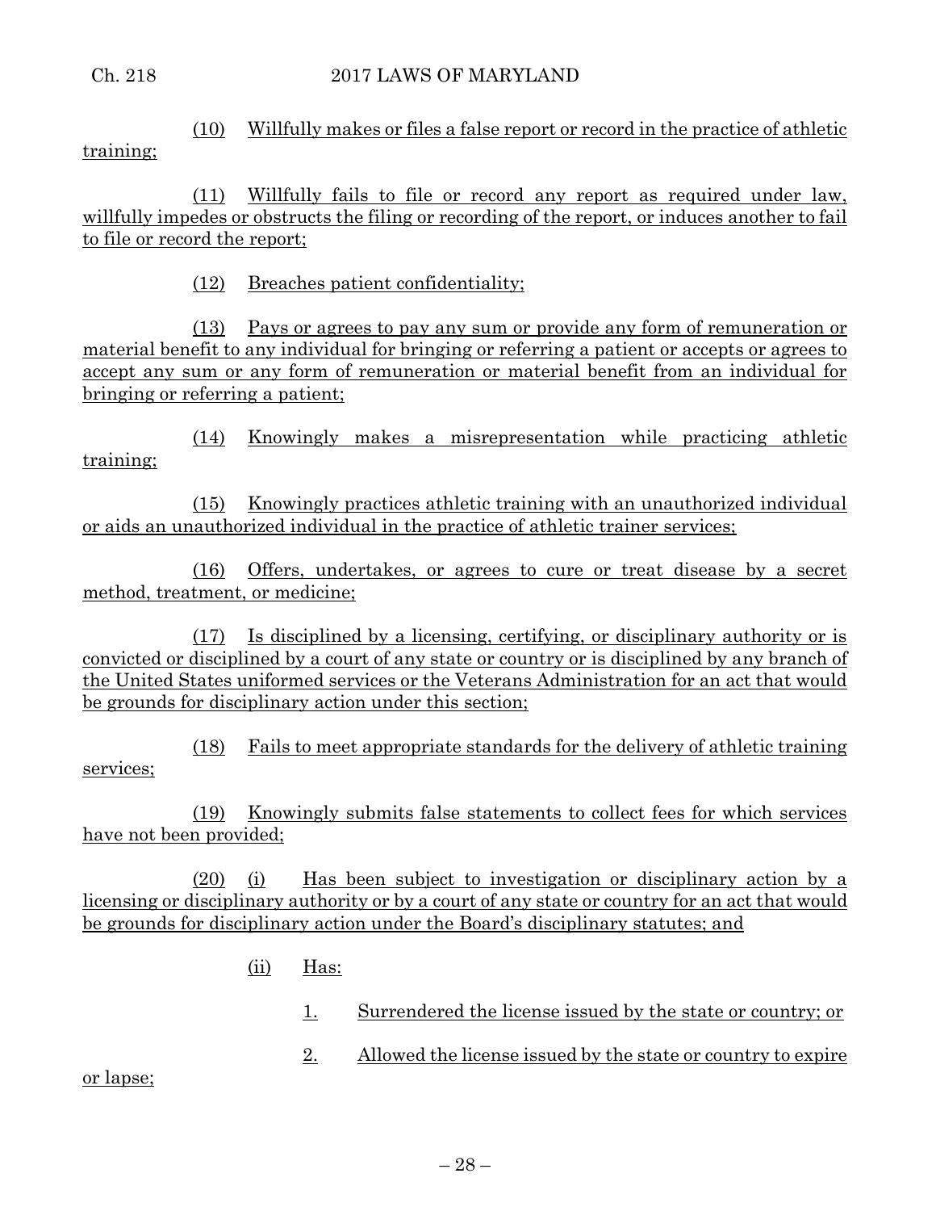(10) Willfully makes or files a false report or record in the practice of athletic training;

(11) Willfully fails to file or record any report as required under law, willfully impedes or obstructs the filing or recording of the report, or induces another to fail to file or record the report;

(12) Breaches patient confidentiality;

(13) Pays or agrees to pay any sum or provide any form of remuneration or material benefit to any individual for bringing or referring a patient or accepts or agrees to accept any sum or any form of remuneration or material benefit from an individual for bringing or referring a patient;

(14) Knowingly makes a misrepresentation while practicing athletic training;

(15) Knowingly practices athletic training with an unauthorized individual or aids an unauthorized individual in the practice of athletic trainer services;

(16) Offers, undertakes, or agrees to cure or treat disease by a secret method, treatment, or medicine;

(17) Is disciplined by a licensing, certifying, or disciplinary authority or is convicted or disciplined by a court of any state or country or is disciplined by any branch of the United States uniformed services or the Veterans Administration for an act that would be grounds for disciplinary action under this section;

(18) Fails to meet appropriate standards for the delivery of athletic training services;

(19) Knowingly submits false statements to collect fees for which services have not been provided;

(20) (i) Has been subject to investigation or disciplinary action by a licensing or disciplinary authority or by a court of any state or country for an act that would be grounds for disciplinary action under the Board's disciplinary statutes; and

(ii) Has:

1. Surrendered the license issued by the state or country; or

2. Allowed the license issued by the state or country to expire or lapse;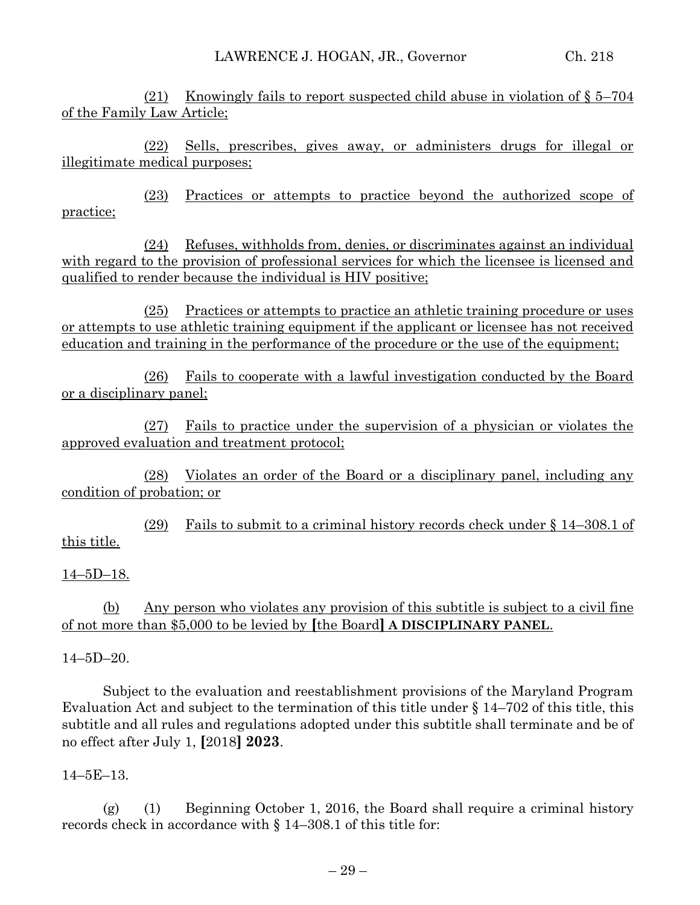(21) Knowingly fails to report suspected child abuse in violation of § 5–704 of the Family Law Article;

(22) Sells, prescribes, gives away, or administers drugs for illegal or illegitimate medical purposes;

(23) Practices or attempts to practice beyond the authorized scope of practice;

(24) Refuses, withholds from, denies, or discriminates against an individual with regard to the provision of professional services for which the licensee is licensed and qualified to render because the individual is HIV positive;

(25) Practices or attempts to practice an athletic training procedure or uses or attempts to use athletic training equipment if the applicant or licensee has not received education and training in the performance of the procedure or the use of the equipment;

(26) Fails to cooperate with a lawful investigation conducted by the Board or a disciplinary panel;

(27) Fails to practice under the supervision of a physician or violates the approved evaluation and treatment protocol;

(28) Violates an order of the Board or a disciplinary panel, including any condition of probation; or

(29) Fails to submit to a criminal history records check under § 14–308.1 of this title.

14–5D–18.

(b) Any person who violates any provision of this subtitle is subject to a civil fine of not more than $5,000 to be levied by [the Board] **A DISCIPLINARY PANEL**.

14–5D–20.

Subject to the evaluation and reestablishment provisions of the Maryland Program Evaluation Act and subject to the termination of this title under § 14–702 of this title, this subtitle and all rules and regulations adopted under this subtitle shall terminate and be of no effect after July 1, [2018] **2023**.

14–5E–13.

(g) (1) Beginning October 1, 2016, the Board shall require a criminal history records check in accordance with § 14–308.1 of this title for: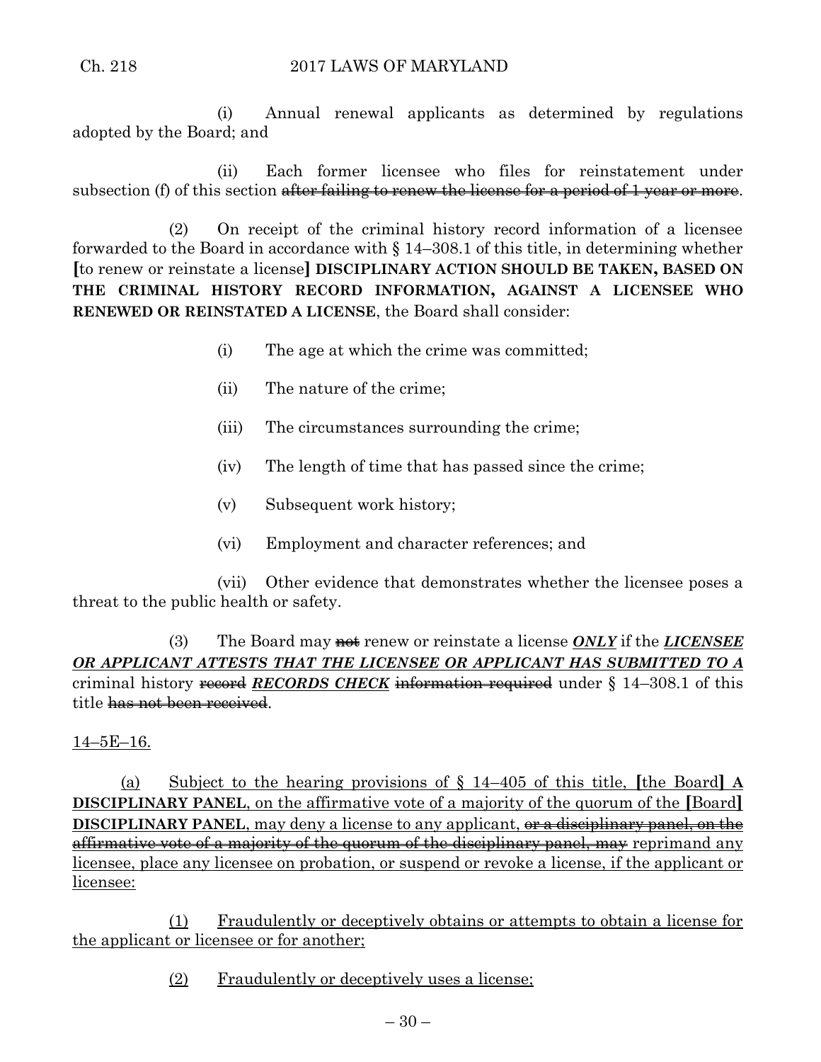(i) Annual renewal applicants as determined by regulations adopted by the Board; and

(ii) Each former licensee who files for reinstatement under subsection (f) of this section ~~after failing to renew the license for a period of 1 year or more~~.

(2) On receipt of the criminal history record information of a licensee forwarded to the Board in accordance with § 14–308.1 of this title, in determining whether **[**to renew or reinstate a license**]** **DISCIPLINARY ACTION SHOULD BE TAKEN, BASED ON THE CRIMINAL HISTORY RECORD INFORMATION, AGAINST A LICENSEE WHO RENEWED OR REINSTATED A LICENSE**, the Board shall consider:

(i) The age at which the crime was committed;

(ii) The nature of the crime;

(iii) The circumstances surrounding the crime;

(iv) The length of time that has passed since the crime;

(v) Subsequent work history;

(vi) Employment and character references; and

(vii) Other evidence that demonstrates whether the licensee poses a threat to the public health or safety.

(3) The Board may ~~not~~ renew or reinstate a license ***ONLY*** if the ***LICENSEE OR APPLICANT ATTESTS THAT THE LICENSEE OR APPLICANT HAS SUBMITTED TO A*** criminal history ~~record~~ ***RECORDS CHECK*** ~~information required~~ under § 14–308.1 of this title ~~has not been received~~.

14–5E–16.

(a) Subject to the hearing provisions of § 14–405 of this title, **[**the Board**]** **A DISCIPLINARY PANEL**, on the affirmative vote of a majority of the quorum of the **[**Board**]** **DISCIPLINARY PANEL**, may deny a license to any applicant, ~~or a disciplinary panel, on the affirmative vote of a majority of the quorum of the disciplinary panel, may~~ reprimand any licensee, place any licensee on probation, or suspend or revoke a license, if the applicant or licensee:

(1) Fraudulently or deceptively obtains or attempts to obtain a license for the applicant or licensee or for another;

(2) Fraudulently or deceptively uses a license;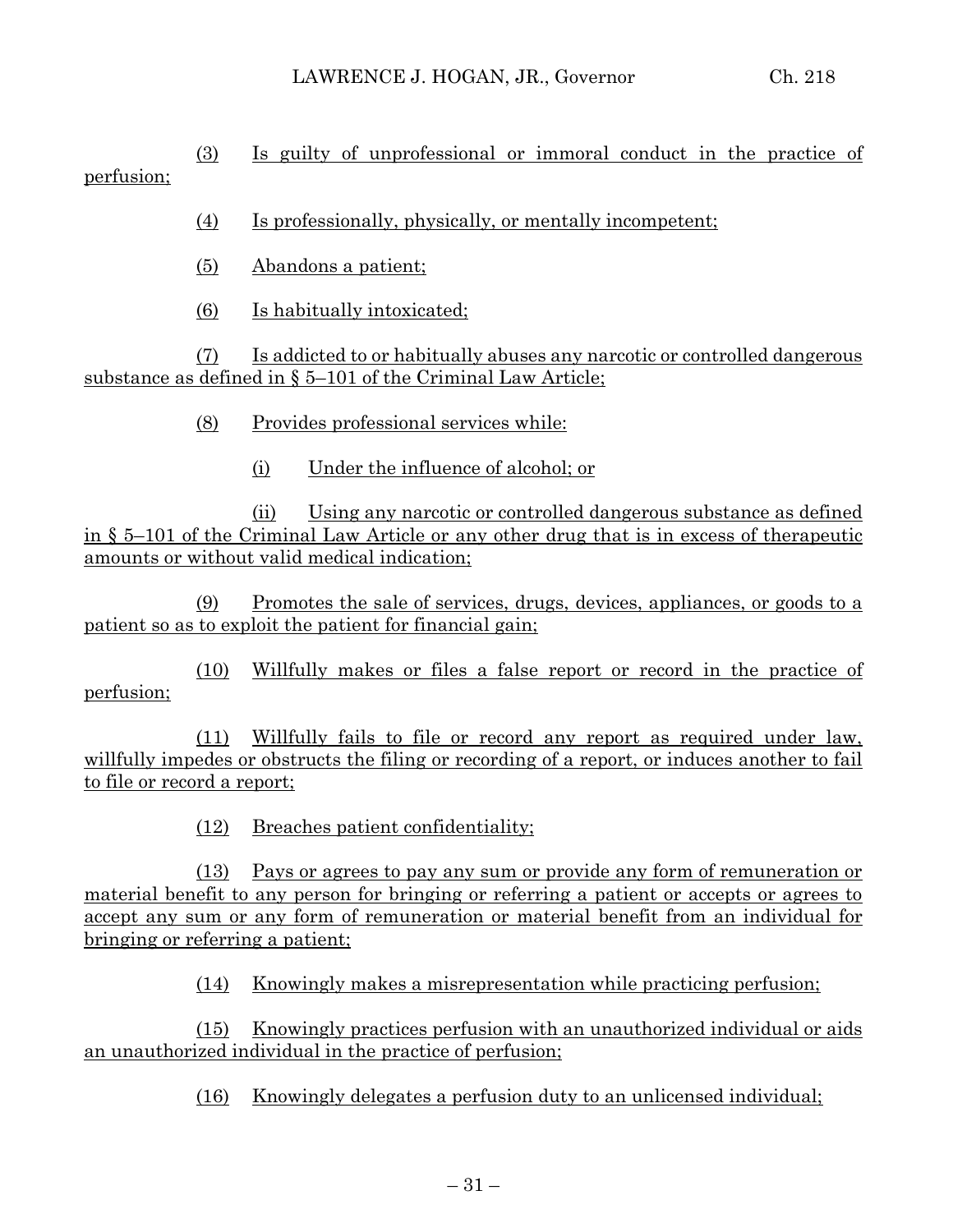(3) Is guilty of unprofessional or immoral conduct in the practice of perfusion;

(4) Is professionally, physically, or mentally incompetent;

(5) Abandons a patient;

(6) Is habitually intoxicated;

(7) Is addicted to or habitually abuses any narcotic or controlled dangerous substance as defined in § 5–101 of the Criminal Law Article;

(8) Provides professional services while:

(i) Under the influence of alcohol; or

(ii) Using any narcotic or controlled dangerous substance as defined in § 5–101 of the Criminal Law Article or any other drug that is in excess of therapeutic amounts or without valid medical indication;

(9) Promotes the sale of services, drugs, devices, appliances, or goods to a patient so as to exploit the patient for financial gain;

(10) Willfully makes or files a false report or record in the practice of perfusion;

(11) Willfully fails to file or record any report as required under law, willfully impedes or obstructs the filing or recording of a report, or induces another to fail to file or record a report;

(12) Breaches patient confidentiality;

(13) Pays or agrees to pay any sum or provide any form of remuneration or material benefit to any person for bringing or referring a patient or accepts or agrees to accept any sum or any form of remuneration or material benefit from an individual for bringing or referring a patient;

(14) Knowingly makes a misrepresentation while practicing perfusion;

(15) Knowingly practices perfusion with an unauthorized individual or aids an unauthorized individual in the practice of perfusion;

(16) Knowingly delegates a perfusion duty to an unlicensed individual;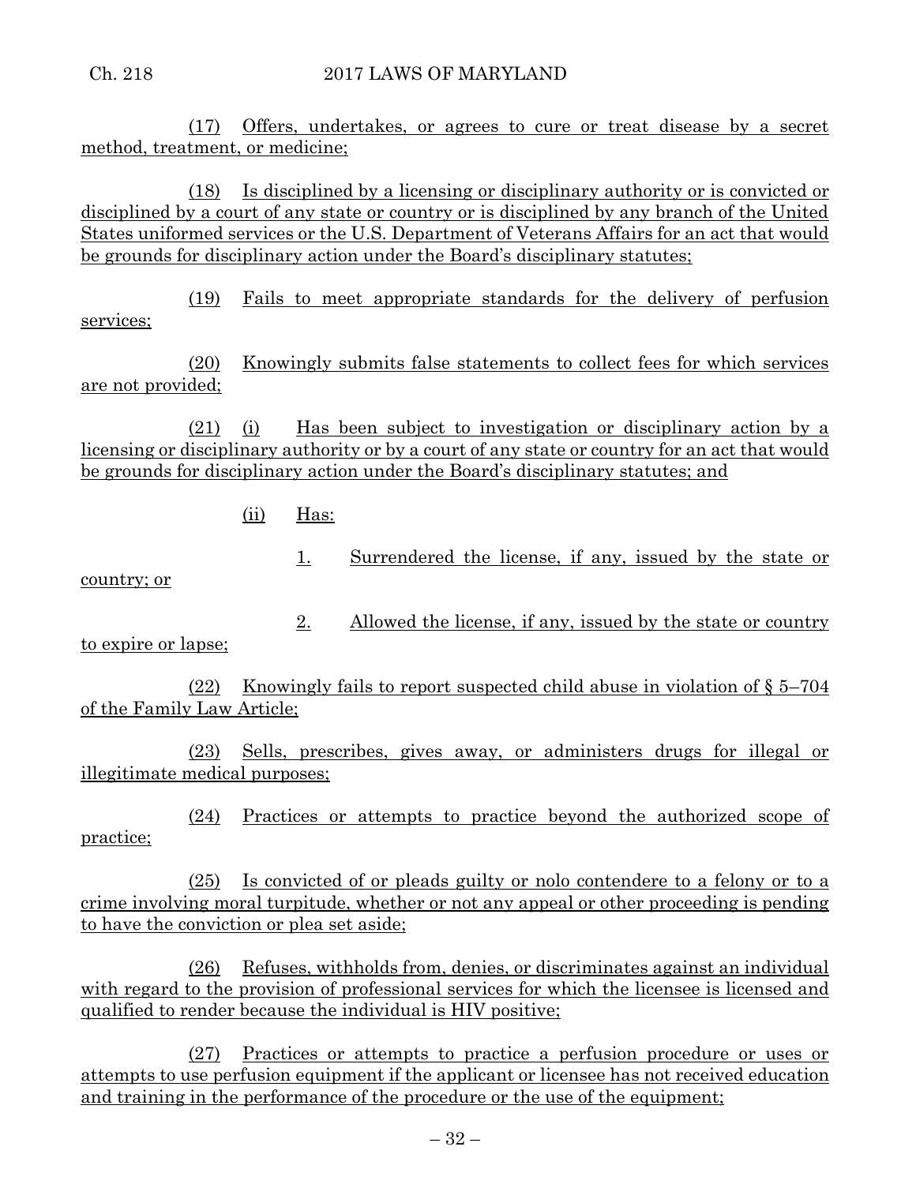(17) Offers, undertakes, or agrees to cure or treat disease by a secret method, treatment, or medicine;

(18) Is disciplined by a licensing or disciplinary authority or is convicted or disciplined by a court of any state or country or is disciplined by any branch of the United States uniformed services or the U.S. Department of Veterans Affairs for an act that would be grounds for disciplinary action under the Board's disciplinary statutes;

(19) Fails to meet appropriate standards for the delivery of perfusion services;

(20) Knowingly submits false statements to collect fees for which services are not provided;

(21) (i) Has been subject to investigation or disciplinary action by a licensing or disciplinary authority or by a court of any state or country for an act that would be grounds for disciplinary action under the Board's disciplinary statutes; and

(ii) Has:

1. Surrendered the license, if any, issued by the state or country; or

2. Allowed the license, if any, issued by the state or country to expire or lapse;

(22) Knowingly fails to report suspected child abuse in violation of § 5–704 of the Family Law Article;

(23) Sells, prescribes, gives away, or administers drugs for illegal or illegitimate medical purposes;

(24) Practices or attempts to practice beyond the authorized scope of practice;

(25) Is convicted of or pleads guilty or nolo contendere to a felony or to a crime involving moral turpitude, whether or not any appeal or other proceeding is pending to have the conviction or plea set aside;

(26) Refuses, withholds from, denies, or discriminates against an individual with regard to the provision of professional services for which the licensee is licensed and qualified to render because the individual is HIV positive;

(27) Practices or attempts to practice a perfusion procedure or uses or attempts to use perfusion equipment if the applicant or licensee has not received education and training in the performance of the procedure or the use of the equipment;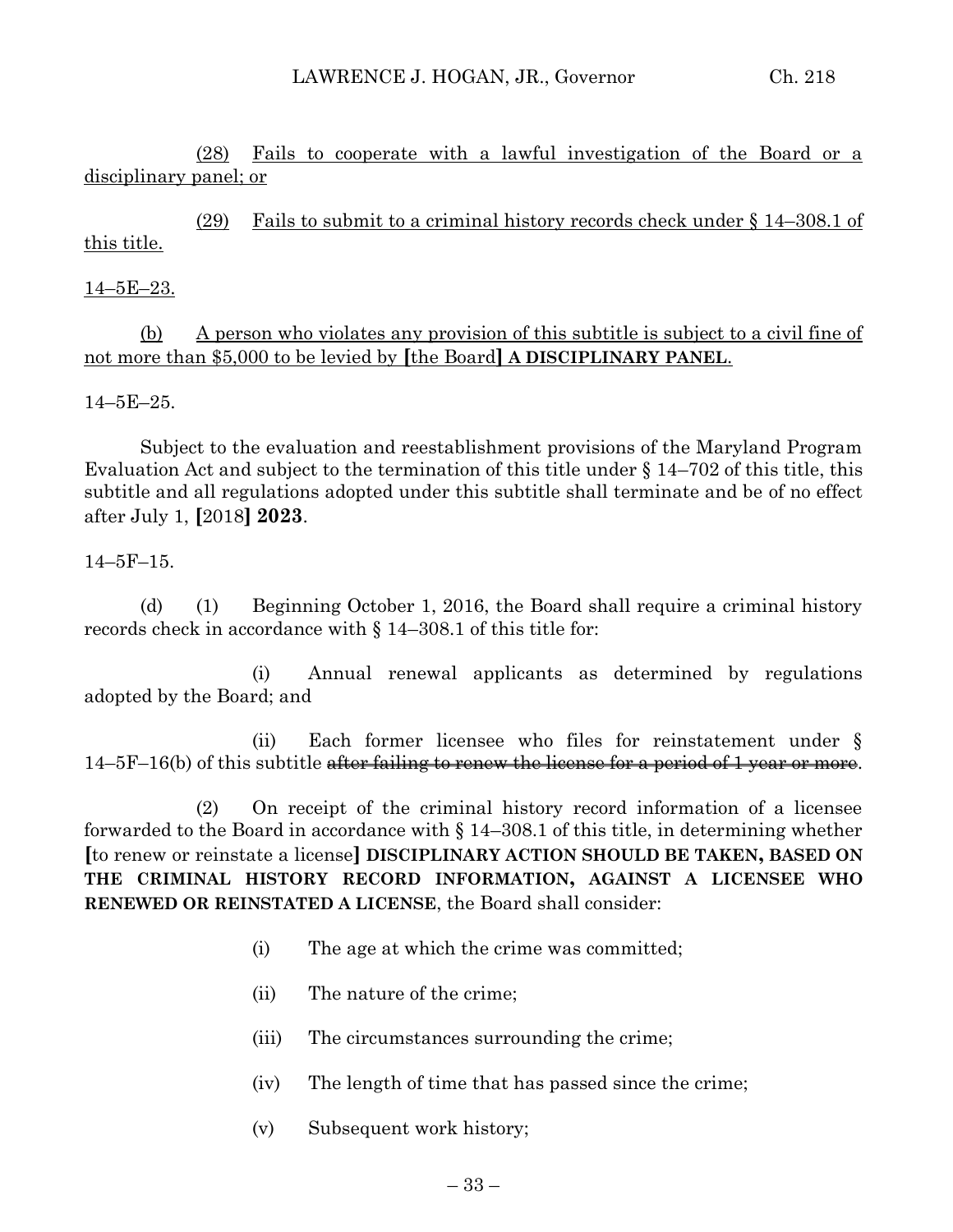(28) Fails to cooperate with a lawful investigation of the Board or a disciplinary panel; or

(29) Fails to submit to a criminal history records check under § 14–308.1 of this title.

14–5E–23.

(b) A person who violates any provision of this subtitle is subject to a civil fine of not more than $5,000 to be levied by [the Board] **A DISCIPLINARY PANEL**.

14–5E–25.

Subject to the evaluation and reestablishment provisions of the Maryland Program Evaluation Act and subject to the termination of this title under § 14–702 of this title, this subtitle and all regulations adopted under this subtitle shall terminate and be of no effect after July 1, [2018] **2023**.

14–5F–15.

(d) (1) Beginning October 1, 2016, the Board shall require a criminal history records check in accordance with § 14–308.1 of this title for:

(i) Annual renewal applicants as determined by regulations adopted by the Board; and

(ii) Each former licensee who files for reinstatement under § 14–5F–16(b) of this subtitle ~~after failing to renew the license for a period of 1 year or more~~.

(2) On receipt of the criminal history record information of a licensee forwarded to the Board in accordance with § 14–308.1 of this title, in determining whether [to renew or reinstate a license] **DISCIPLINARY ACTION SHOULD BE TAKEN, BASED ON THE CRIMINAL HISTORY RECORD INFORMATION, AGAINST A LICENSEE WHO RENEWED OR REINSTATED A LICENSE**, the Board shall consider:

(i) The age at which the crime was committed;

(ii) The nature of the crime;

(iii) The circumstances surrounding the crime;

(iv) The length of time that has passed since the crime;

(v) Subsequent work history;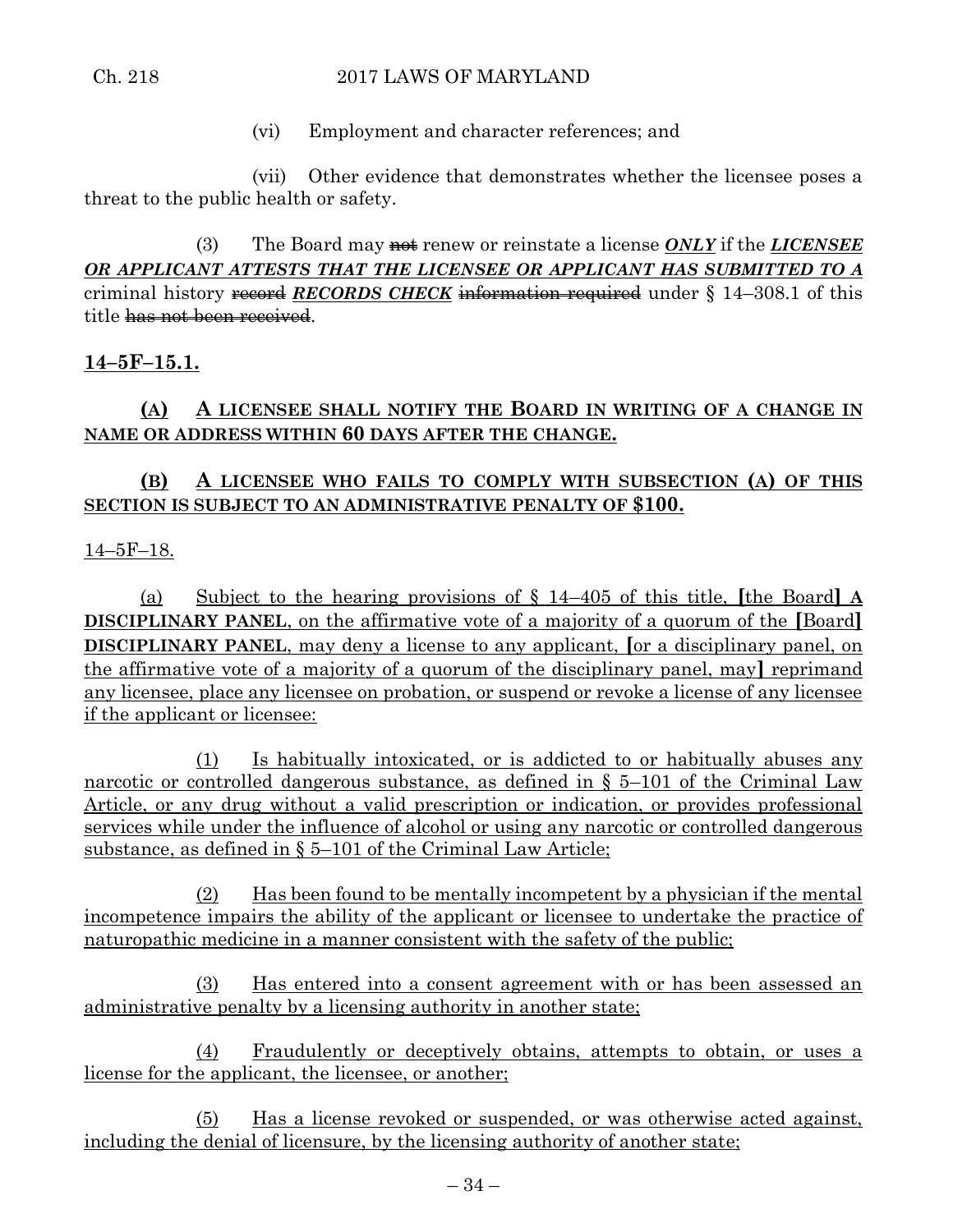(vi) Employment and character references; and

(vii) Other evidence that demonstrates whether the licensee poses a threat to the public health or safety.

(3) The Board may ~~not~~ renew or reinstate a license ***ONLY*** if the ***LICENSEE OR APPLICANT ATTESTS THAT THE LICENSEE OR APPLICANT HAS SUBMITTED TO A*** criminal history ~~record~~ ***RECORDS CHECK*** ~~information required~~ under § 14–308.1 of this title ~~has not been received~~.

**14–5F–15.1.**

**(A) A LICENSEE SHALL NOTIFY THE BOARD IN WRITING OF A CHANGE IN NAME OR ADDRESS WITHIN 60 DAYS AFTER THE CHANGE.**

**(B) A LICENSEE WHO FAILS TO COMPLY WITH SUBSECTION (A) OF THIS SECTION IS SUBJECT TO AN ADMINISTRATIVE PENALTY OF $100.**

14–5F–18.

(a) Subject to the hearing provisions of § 14–405 of this title, [the Board] **A DISCIPLINARY PANEL**, on the affirmative vote of a majority of a quorum of the [Board] **DISCIPLINARY PANEL**, may deny a license to any applicant, [or a disciplinary panel, on the affirmative vote of a majority of a quorum of the disciplinary panel, may] reprimand any licensee, place any licensee on probation, or suspend or revoke a license of any licensee if the applicant or licensee:

(1) Is habitually intoxicated, or is addicted to or habitually abuses any narcotic or controlled dangerous substance, as defined in § 5–101 of the Criminal Law Article, or any drug without a valid prescription or indication, or provides professional services while under the influence of alcohol or using any narcotic or controlled dangerous substance, as defined in § 5–101 of the Criminal Law Article;

(2) Has been found to be mentally incompetent by a physician if the mental incompetence impairs the ability of the applicant or licensee to undertake the practice of naturopathic medicine in a manner consistent with the safety of the public;

(3) Has entered into a consent agreement with or has been assessed an administrative penalty by a licensing authority in another state;

(4) Fraudulently or deceptively obtains, attempts to obtain, or uses a license for the applicant, the licensee, or another;

(5) Has a license revoked or suspended, or was otherwise acted against, including the denial of licensure, by the licensing authority of another state;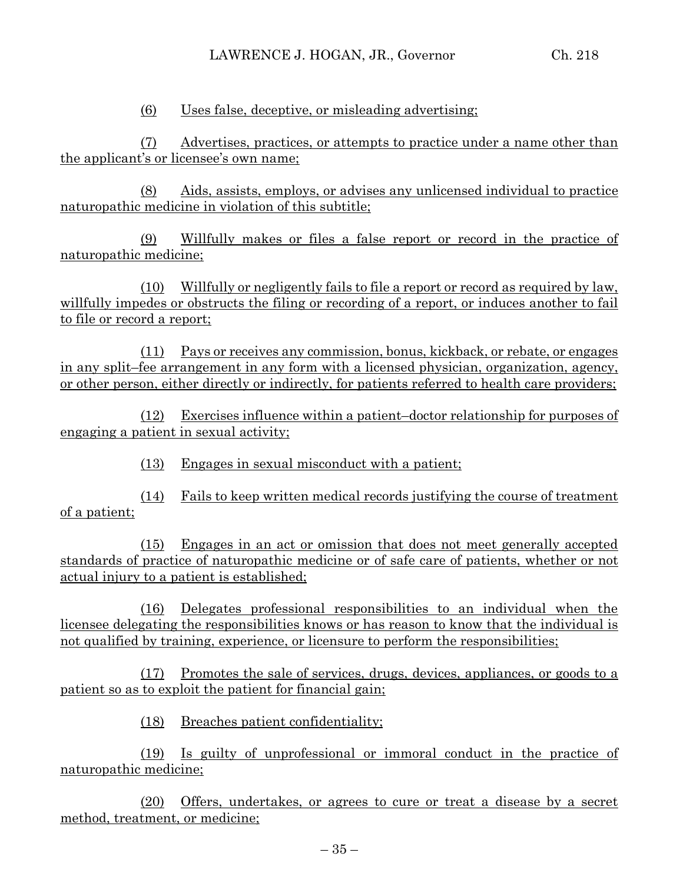(6) Uses false, deceptive, or misleading advertising;

(7) Advertises, practices, or attempts to practice under a name other than the applicant's or licensee's own name;

(8) Aids, assists, employs, or advises any unlicensed individual to practice naturopathic medicine in violation of this subtitle;

(9) Willfully makes or files a false report or record in the practice of naturopathic medicine;

(10) Willfully or negligently fails to file a report or record as required by law, willfully impedes or obstructs the filing or recording of a report, or induces another to fail to file or record a report;

(11) Pays or receives any commission, bonus, kickback, or rebate, or engages in any split–fee arrangement in any form with a licensed physician, organization, agency, or other person, either directly or indirectly, for patients referred to health care providers;

(12) Exercises influence within a patient–doctor relationship for purposes of engaging a patient in sexual activity;

(13) Engages in sexual misconduct with a patient;

(14) Fails to keep written medical records justifying the course of treatment of a patient;

(15) Engages in an act or omission that does not meet generally accepted standards of practice of naturopathic medicine or of safe care of patients, whether or not actual injury to a patient is established;

(16) Delegates professional responsibilities to an individual when the licensee delegating the responsibilities knows or has reason to know that the individual is not qualified by training, experience, or licensure to perform the responsibilities;

(17) Promotes the sale of services, drugs, devices, appliances, or goods to a patient so as to exploit the patient for financial gain;

(18) Breaches patient confidentiality;

(19) Is guilty of unprofessional or immoral conduct in the practice of naturopathic medicine;

(20) Offers, undertakes, or agrees to cure or treat a disease by a secret method, treatment, or medicine;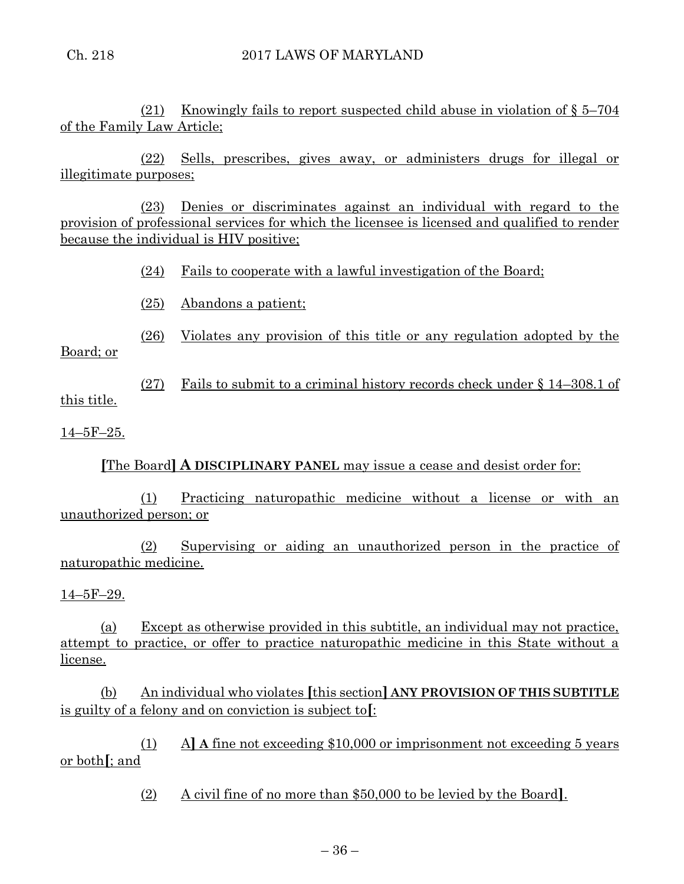(21) Knowingly fails to report suspected child abuse in violation of § 5–704 of the Family Law Article;

(22) Sells, prescribes, gives away, or administers drugs for illegal or illegitimate purposes;

(23) Denies or discriminates against an individual with regard to the provision of professional services for which the licensee is licensed and qualified to render because the individual is HIV positive;

(24) Fails to cooperate with a lawful investigation of the Board;

(25) Abandons a patient;

(26) Violates any provision of this title or any regulation adopted by the Board; or

(27) Fails to submit to a criminal history records check under § 14–308.1 of this title.

14–5F–25.

[The Board] **A DISCIPLINARY PANEL** may issue a cease and desist order for:

(1) Practicing naturopathic medicine without a license or with an unauthorized person; or

(2) Supervising or aiding an unauthorized person in the practice of naturopathic medicine.

14–5F–29.

(a) Except as otherwise provided in this subtitle, an individual may not practice, attempt to practice, or offer to practice naturopathic medicine in this State without a license.

(b) An individual who violates [this section] **ANY PROVISION OF THIS SUBTITLE** is guilty of a felony and on conviction is subject to[:

(1) A] **A** fine not exceeding $10,000 or imprisonment not exceeding 5 years or both[; and

(2) A civil fine of no more than $50,000 to be levied by the Board].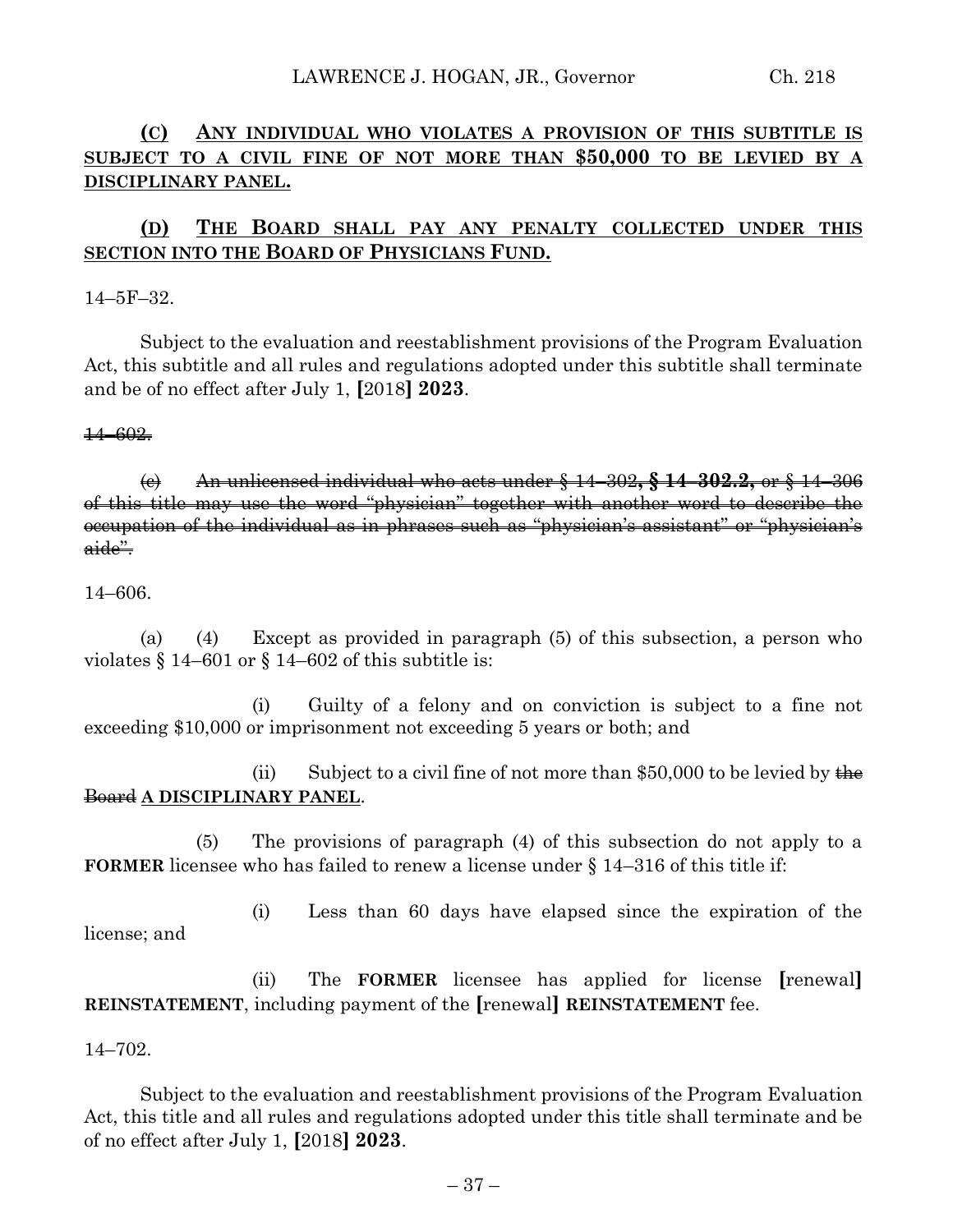**(C) ANY INDIVIDUAL WHO VIOLATES A PROVISION OF THIS SUBTITLE IS SUBJECT TO A CIVIL FINE OF NOT MORE THAN $50,000 TO BE LEVIED BY A DISCIPLINARY PANEL.**

**(D) THE BOARD SHALL PAY ANY PENALTY COLLECTED UNDER THIS SECTION INTO THE BOARD OF PHYSICIANS FUND.**

14–5F–32.

Subject to the evaluation and reestablishment provisions of the Program Evaluation Act, this subtitle and all rules and regulations adopted under this subtitle shall terminate and be of no effect after July 1, **[**2018**] 2023**.

~~14–602.~~

~~(c) An unlicensed individual who acts under § 14–302, **§ 14–302.2,** or § 14–306 of this title may use the word "physician" together with another word to describe the occupation of the individual as in phrases such as "physician's assistant" or "physician's aide".~~

14–606.

(a) (4) Except as provided in paragraph (5) of this subsection, a person who violates § 14–601 or § 14–602 of this subtitle is:

(i) Guilty of a felony and on conviction is subject to a fine not exceeding $10,000 or imprisonment not exceeding 5 years or both; and

(ii) Subject to a civil fine of not more than $50,000 to be levied by ~~the Board~~ **A DISCIPLINARY PANEL**.

(5) The provisions of paragraph (4) of this subsection do not apply to a **FORMER** licensee who has failed to renew a license under § 14–316 of this title if:

(i) Less than 60 days have elapsed since the expiration of the license; and

(ii) The **FORMER** licensee has applied for license **[**renewal**] REINSTATEMENT**, including payment of the **[**renewal**] REINSTATEMENT** fee.

14–702.

Subject to the evaluation and reestablishment provisions of the Program Evaluation Act, this title and all rules and regulations adopted under this title shall terminate and be of no effect after July 1, **[**2018**] 2023**.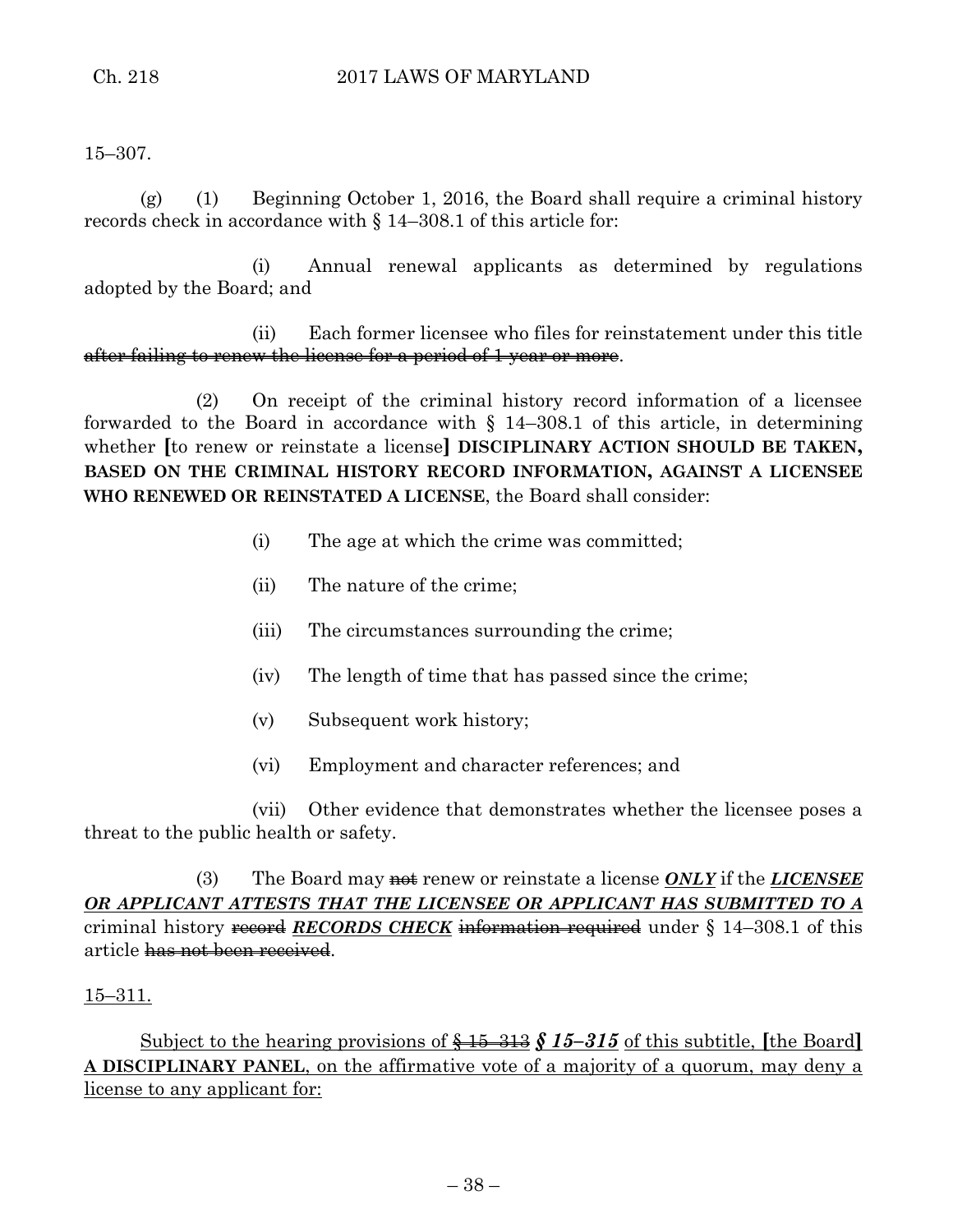15–307.

(g) (1) Beginning October 1, 2016, the Board shall require a criminal history records check in accordance with § 14–308.1 of this article for:

(i) Annual renewal applicants as determined by regulations adopted by the Board; and

(ii) Each former licensee who files for reinstatement under this title ~~after failing to renew the license for a period of 1 year or more~~.

(2) On receipt of the criminal history record information of a licensee forwarded to the Board in accordance with § 14–308.1 of this article, in determining whether **[**to renew or reinstate a license**]** **DISCIPLINARY ACTION SHOULD BE TAKEN, BASED ON THE CRIMINAL HISTORY RECORD INFORMATION, AGAINST A LICENSEE WHO RENEWED OR REINSTATED A LICENSE**, the Board shall consider:

(i) The age at which the crime was committed;

(ii) The nature of the crime;

(iii) The circumstances surrounding the crime;

(iv) The length of time that has passed since the crime;

(v) Subsequent work history;

(vi) Employment and character references; and

(vii) Other evidence that demonstrates whether the licensee poses a threat to the public health or safety.

(3) The Board may ~~not~~ renew or reinstate a license ***ONLY*** if the ***LICENSEE OR APPLICANT ATTESTS THAT THE LICENSEE OR APPLICANT HAS SUBMITTED TO A*** criminal history ~~record~~ ***RECORDS CHECK*** ~~information required~~ under § 14–308.1 of this article ~~has not been received~~.

15–311.

Subject to the hearing provisions of ~~§ 15–313~~ ***§ 15–315*** of this subtitle, **[**the Board**]** **A DISCIPLINARY PANEL**, on the affirmative vote of a majority of a quorum, may deny a license to any applicant for: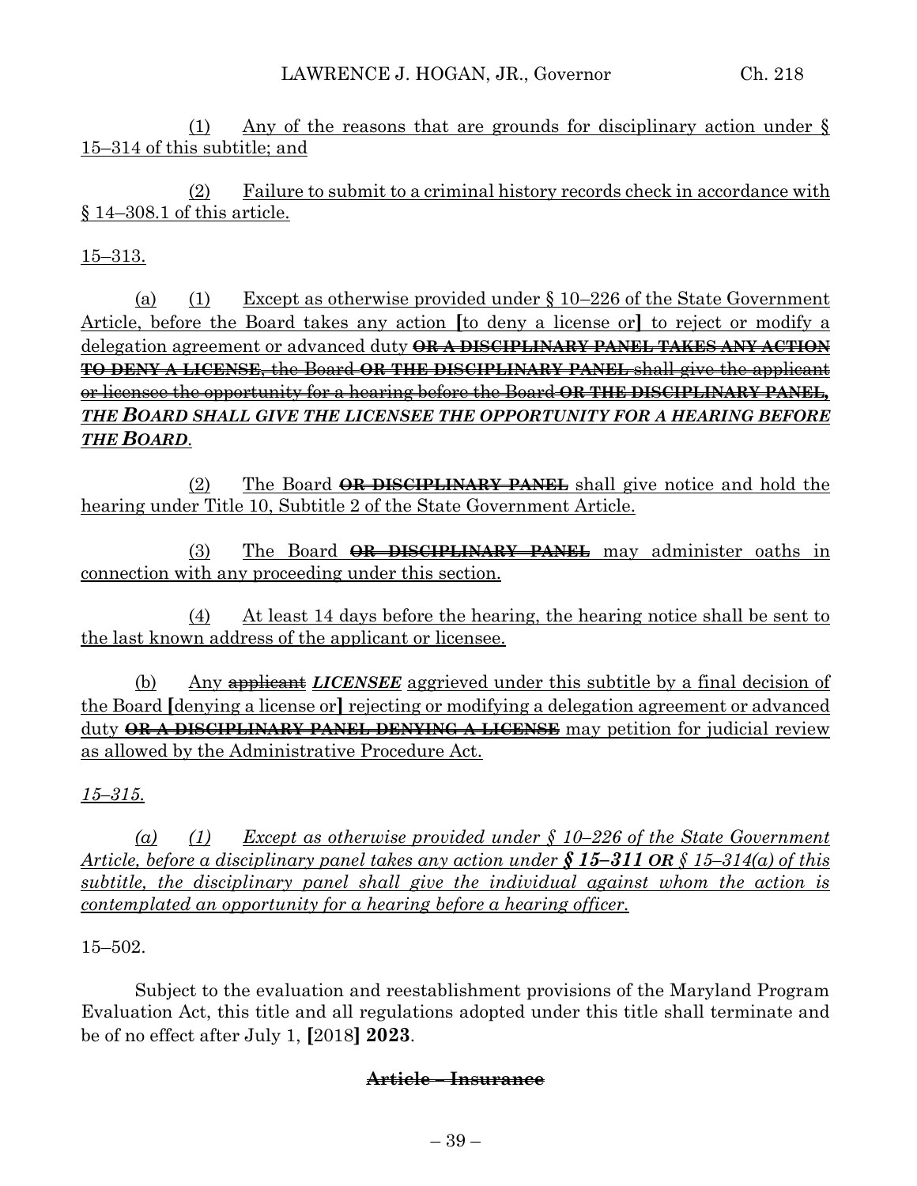(1) Any of the reasons that are grounds for disciplinary action under § 15–314 of this subtitle; and

(2) Failure to submit to a criminal history records check in accordance with § 14–308.1 of this article.

15–313.

(a) (1) Except as otherwise provided under § 10–226 of the State Government Article, before the Board takes any action [to deny a license or] to reject or modify a delegation agreement or advanced duty ~~OR A DISCIPLINARY PANEL TAKES ANY ACTION TO DENY A LICENSE, the Board OR THE DISCIPLINARY PANEL shall give the applicant or licensee the opportunity for a hearing before the Board OR THE DISCIPLINARY PANEL,~~ ***THE BOARD SHALL GIVE THE LICENSEE THE OPPORTUNITY FOR A HEARING BEFORE THE BOARD***.

(2) The Board ~~OR DISCIPLINARY PANEL~~ shall give notice and hold the hearing under Title 10, Subtitle 2 of the State Government Article.

(3) The Board ~~OR DISCIPLINARY PANEL~~ may administer oaths in connection with any proceeding under this section.

(4) At least 14 days before the hearing, the hearing notice shall be sent to the last known address of the applicant or licensee.

(b) Any ~~applicant~~ ***LICENSEE*** aggrieved under this subtitle by a final decision of the Board [denying a license or] rejecting or modifying a delegation agreement or advanced duty ~~OR A DISCIPLINARY PANEL DENYING A LICENSE~~ may petition for judicial review as allowed by the Administrative Procedure Act.

*15–315.*

*(a) (1) Except as otherwise provided under § 10–226 of the State Government Article, before a disciplinary panel takes any action under **§ 15–311 OR** § 15–314(a) of this subtitle, the disciplinary panel shall give the individual against whom the action is contemplated an opportunity for a hearing before a hearing officer.*

15–502.

Subject to the evaluation and reestablishment provisions of the Maryland Program Evaluation Act, this title and all regulations adopted under this title shall terminate and be of no effect after July 1, [2018] **2023**.

**~~Article – Insurance~~**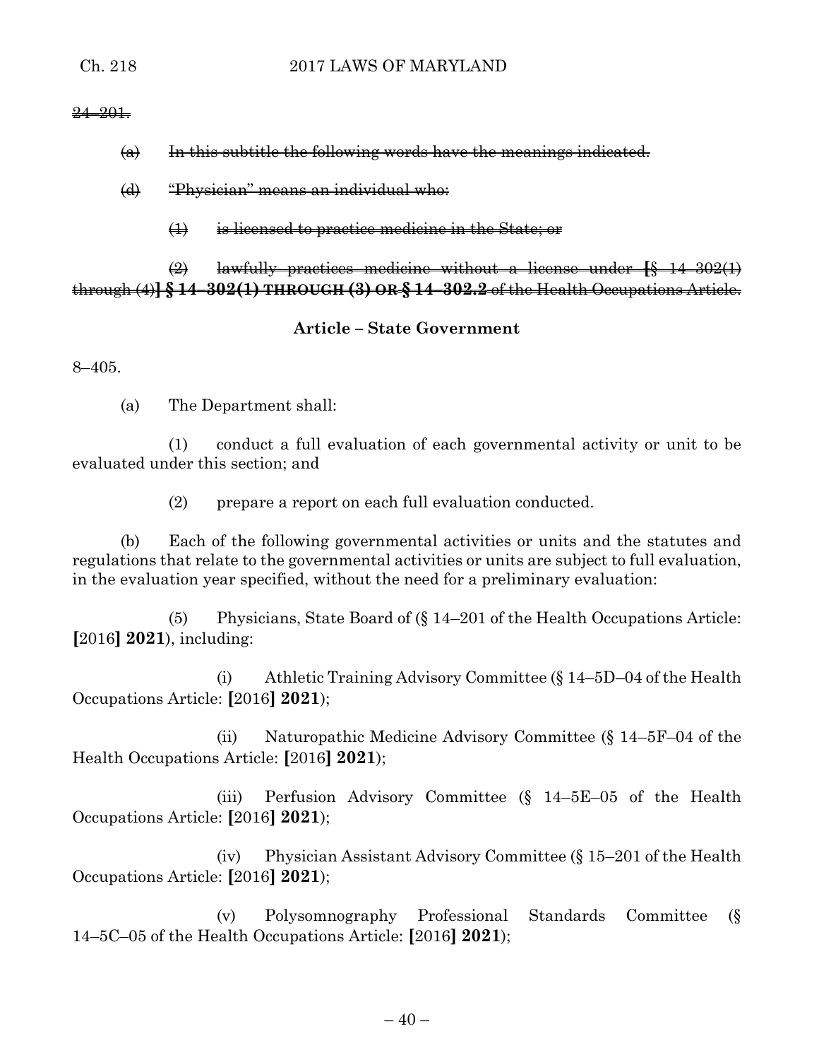~~24–201.~~

~~(a) In this subtitle the following words have the meanings indicated.~~

~~(d) "Physician" means an individual who:~~

~~(1) is licensed to practice medicine in the State; or~~

~~(2) lawfully practices medicine without a license under **[**§ 14–302(1) through (4)**] § 14–302(1) THROUGH (3) OR § 14–302.2** of the Health Occupations Article.~~

**Article – State Government**

8–405.

(a) The Department shall:

(1) conduct a full evaluation of each governmental activity or unit to be evaluated under this section; and

(2) prepare a report on each full evaluation conducted.

(b) Each of the following governmental activities or units and the statutes and regulations that relate to the governmental activities or units are subject to full evaluation, in the evaluation year specified, without the need for a preliminary evaluation:

(5) Physicians, State Board of (§ 14–201 of the Health Occupations Article: **[**2016**] 2021**), including:

(i) Athletic Training Advisory Committee (§ 14–5D–04 of the Health Occupations Article: **[**2016**] 2021**);

(ii) Naturopathic Medicine Advisory Committee (§ 14–5F–04 of the Health Occupations Article: **[**2016**] 2021**);

(iii) Perfusion Advisory Committee (§ 14–5E–05 of the Health Occupations Article: **[**2016**] 2021**);

(iv) Physician Assistant Advisory Committee (§ 15–201 of the Health Occupations Article: **[**2016**] 2021**);

(v) Polysomnography Professional Standards Committee (§ 14–5C–05 of the Health Occupations Article: **[**2016**] 2021**);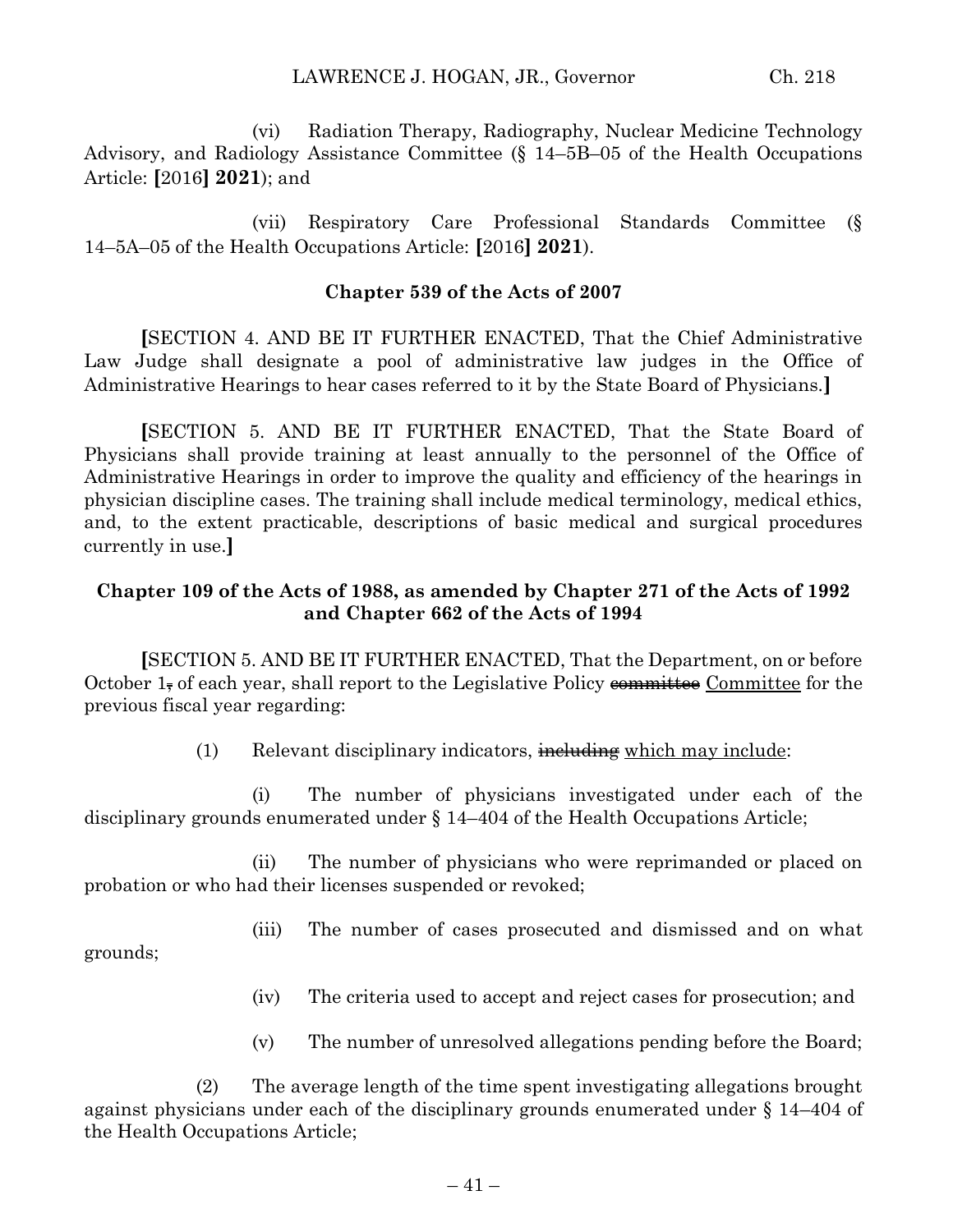(vi) Radiation Therapy, Radiography, Nuclear Medicine Technology Advisory, and Radiology Assistance Committee (§ 14–5B–05 of the Health Occupations Article: **[**2016**] 2021**); and

(vii) Respiratory Care Professional Standards Committee (§ 14–5A–05 of the Health Occupations Article: **[**2016**] 2021**).

**Chapter 539 of the Acts of 2007**

**[**SECTION 4. AND BE IT FURTHER ENACTED, That the Chief Administrative Law Judge shall designate a pool of administrative law judges in the Office of Administrative Hearings to hear cases referred to it by the State Board of Physicians.**]**

**[**SECTION 5. AND BE IT FURTHER ENACTED, That the State Board of Physicians shall provide training at least annually to the personnel of the Office of Administrative Hearings in order to improve the quality and efficiency of the hearings in physician discipline cases. The training shall include medical terminology, medical ethics, and, to the extent practicable, descriptions of basic medical and surgical procedures currently in use.**]**

**Chapter 109 of the Acts of 1988, as amended by Chapter 271 of the Acts of 1992 and Chapter 662 of the Acts of 1994**

**[**SECTION 5. AND BE IT FURTHER ENACTED, That the Department, on or before October 1~~,~~ of each year, shall report to the Legislative Policy ~~committee~~ Committee for the previous fiscal year regarding:

(1) Relevant disciplinary indicators, ~~including~~ which may include:

(i) The number of physicians investigated under each of the disciplinary grounds enumerated under § 14–404 of the Health Occupations Article;

(ii) The number of physicians who were reprimanded or placed on probation or who had their licenses suspended or revoked;

(iii) The number of cases prosecuted and dismissed and on what grounds;

(iv) The criteria used to accept and reject cases for prosecution; and

(v) The number of unresolved allegations pending before the Board;

(2) The average length of the time spent investigating allegations brought against physicians under each of the disciplinary grounds enumerated under § 14–404 of the Health Occupations Article;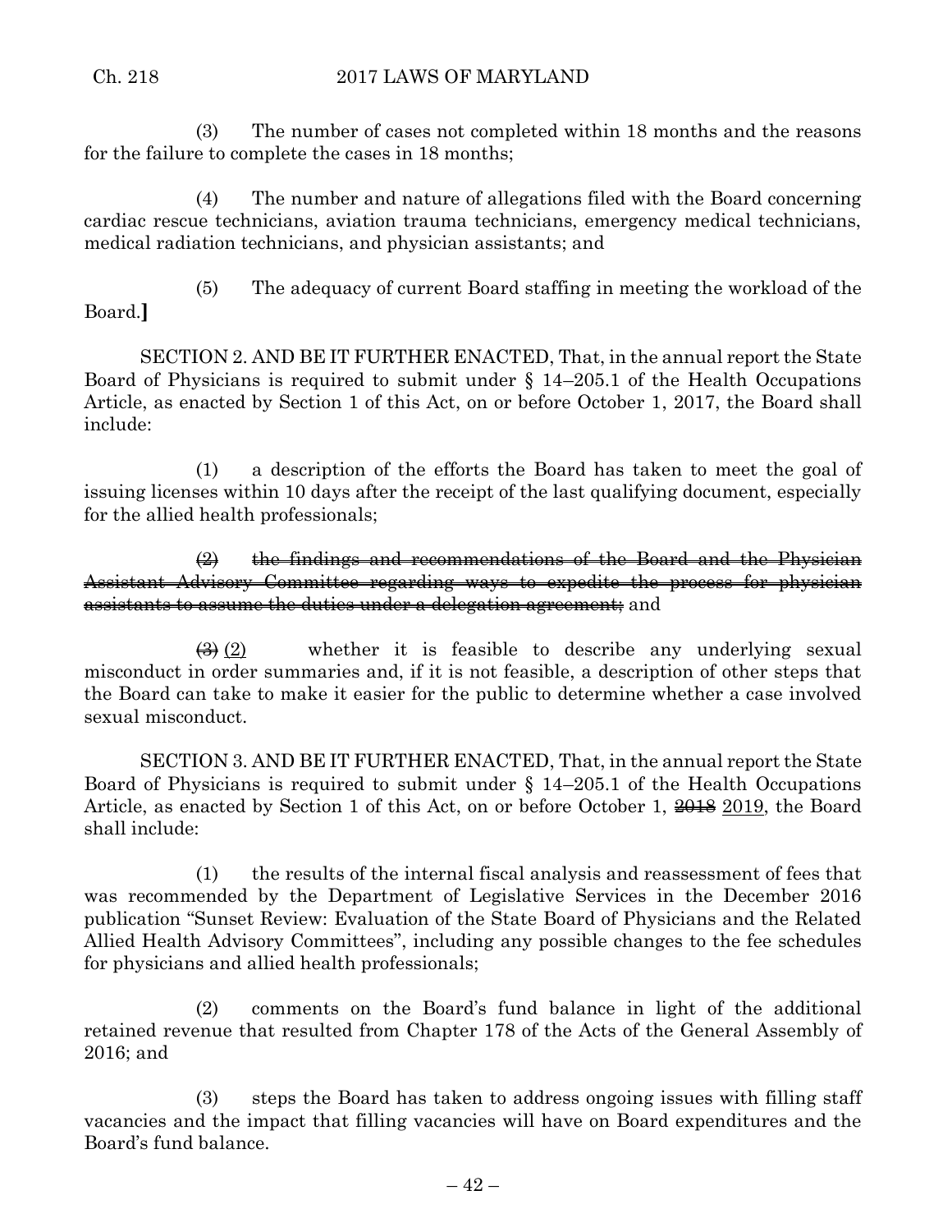(3) The number of cases not completed within 18 months and the reasons for the failure to complete the cases in 18 months;

(4) The number and nature of allegations filed with the Board concerning cardiac rescue technicians, aviation trauma technicians, emergency medical technicians, medical radiation technicians, and physician assistants; and

(5) The adequacy of current Board staffing in meeting the workload of the Board.**]**

SECTION 2. AND BE IT FURTHER ENACTED, That, in the annual report the State Board of Physicians is required to submit under § 14–205.1 of the Health Occupations Article, as enacted by Section 1 of this Act, on or before October 1, 2017, the Board shall include:

(1) a description of the efforts the Board has taken to meet the goal of issuing licenses within 10 days after the receipt of the last qualifying document, especially for the allied health professionals;

~~(2) the findings and recommendations of the Board and the Physician Assistant Advisory Committee regarding ways to expedite the process for physician assistants to assume the duties under a delegation agreement;~~ and

~~(3)~~ <u>(2)</u> whether it is feasible to describe any underlying sexual misconduct in order summaries and, if it is not feasible, a description of other steps that the Board can take to make it easier for the public to determine whether a case involved sexual misconduct.

SECTION 3. AND BE IT FURTHER ENACTED, That, in the annual report the State Board of Physicians is required to submit under § 14–205.1 of the Health Occupations Article, as enacted by Section 1 of this Act, on or before October 1, ~~2018~~ <u>2019</u>, the Board shall include:

(1) the results of the internal fiscal analysis and reassessment of fees that was recommended by the Department of Legislative Services in the December 2016 publication "Sunset Review: Evaluation of the State Board of Physicians and the Related Allied Health Advisory Committees", including any possible changes to the fee schedules for physicians and allied health professionals;

(2) comments on the Board's fund balance in light of the additional retained revenue that resulted from Chapter 178 of the Acts of the General Assembly of 2016; and

(3) steps the Board has taken to address ongoing issues with filling staff vacancies and the impact that filling vacancies will have on Board expenditures and the Board's fund balance.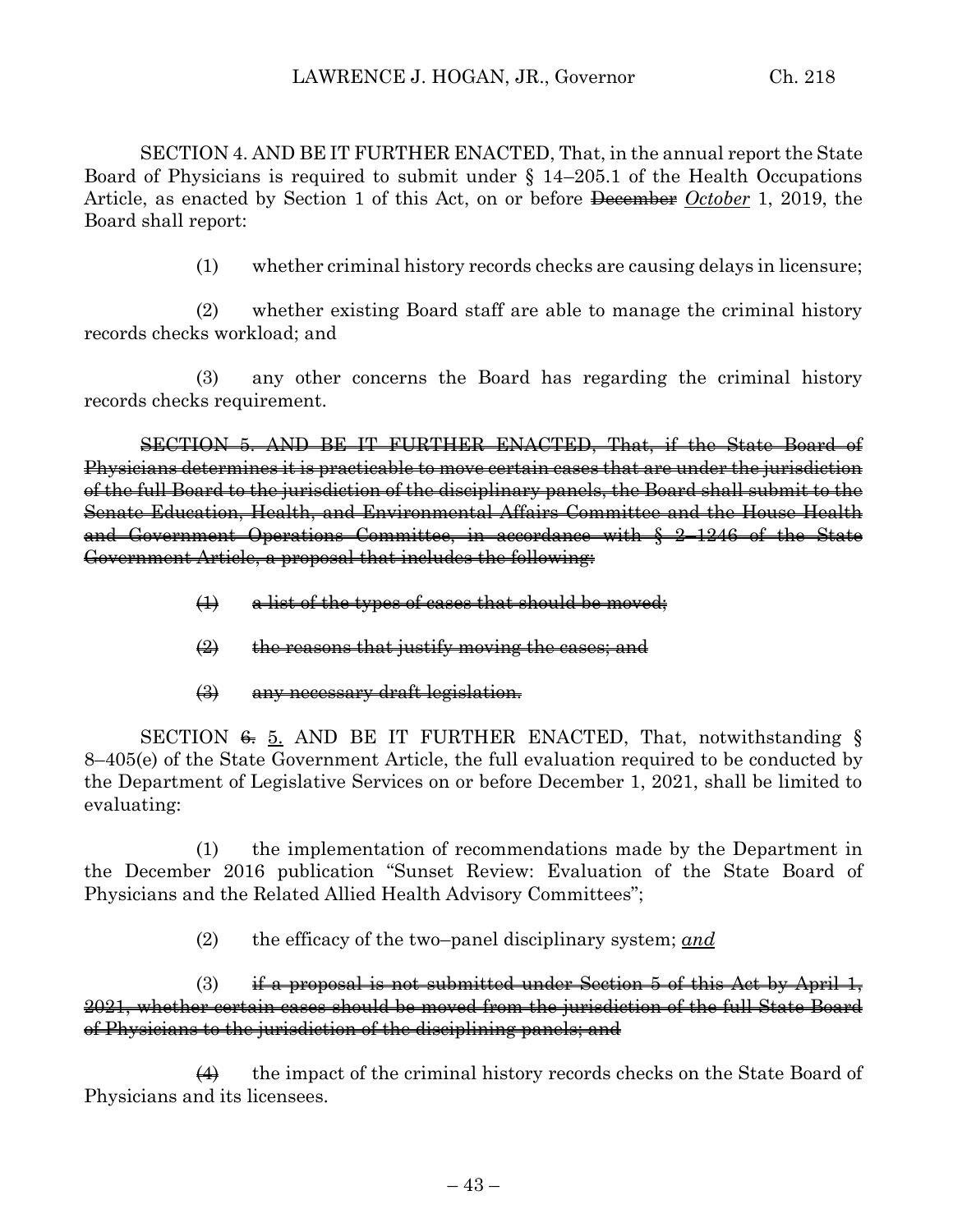SECTION 4. AND BE IT FURTHER ENACTED, That, in the annual report the State Board of Physicians is required to submit under § 14–205.1 of the Health Occupations Article, as enacted by Section 1 of this Act, on or before ~~December~~ *October* 1, 2019, the Board shall report:

(1) whether criminal history records checks are causing delays in licensure;

(2) whether existing Board staff are able to manage the criminal history records checks workload; and

(3) any other concerns the Board has regarding the criminal history records checks requirement.

~~SECTION 5. AND BE IT FURTHER ENACTED, That, if the State Board of Physicians determines it is practicable to move certain cases that are under the jurisdiction of the full Board to the jurisdiction of the disciplinary panels, the Board shall submit to the Senate Education, Health, and Environmental Affairs Committee and the House Health and Government Operations Committee, in accordance with § 2–1246 of the State Government Article, a proposal that includes the following:~~

~~(1) a list of the types of cases that should be moved;~~

~~(2) the reasons that justify moving the cases; and~~

~~(3) any necessary draft legislation.~~

SECTION ~~6.~~ 5. AND BE IT FURTHER ENACTED, That, notwithstanding § 8–405(e) of the State Government Article, the full evaluation required to be conducted by the Department of Legislative Services on or before December 1, 2021, shall be limited to evaluating:

(1) the implementation of recommendations made by the Department in the December 2016 publication "Sunset Review: Evaluation of the State Board of Physicians and the Related Allied Health Advisory Committees";

(2) the efficacy of the two–panel disciplinary system; ***and***

(3) ~~if a proposal is not submitted under Section 5 of this Act by April 1, 2021, whether certain cases should be moved from the jurisdiction of the full State Board of Physicians to the jurisdiction of the disciplining panels; and~~

~~(4)~~ the impact of the criminal history records checks on the State Board of Physicians and its licensees.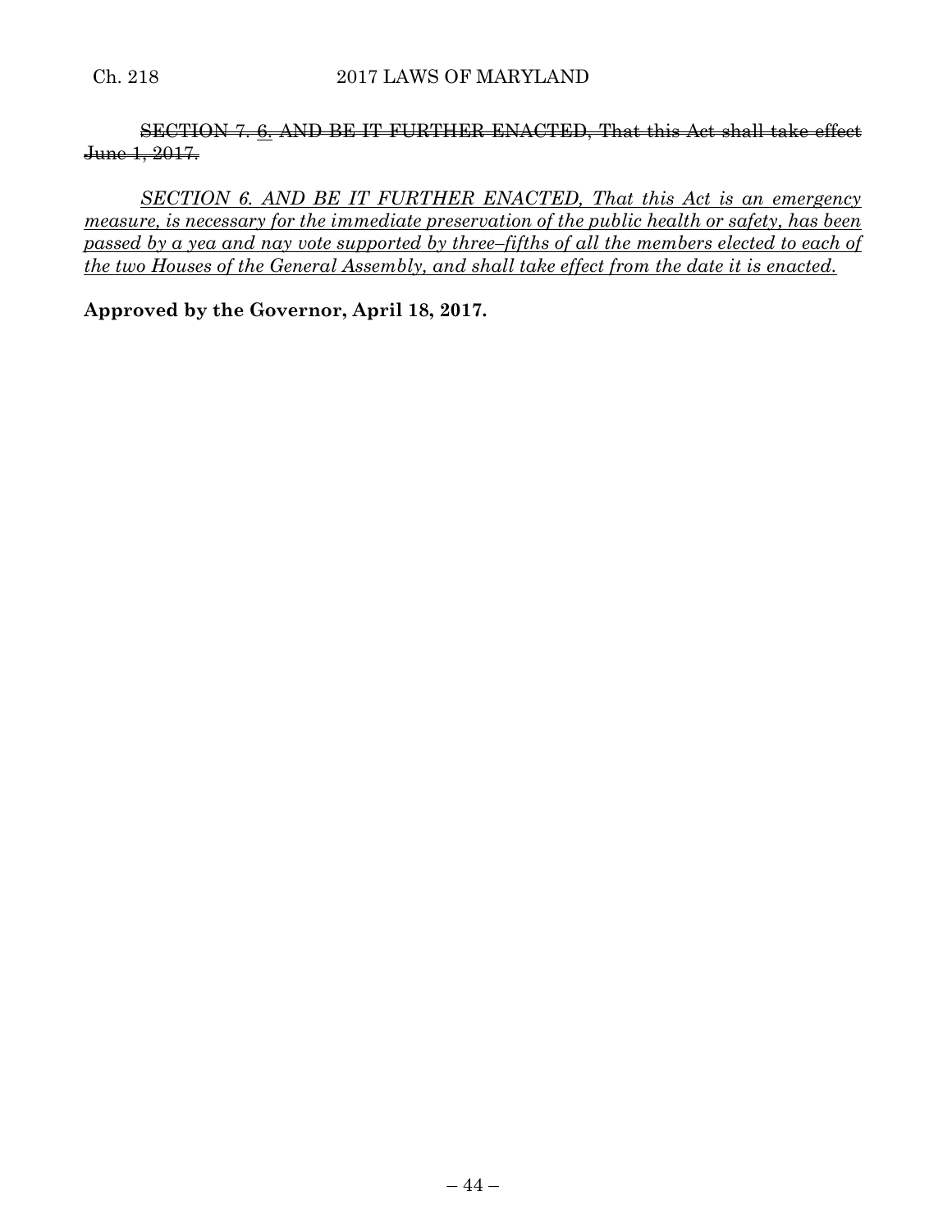~~SECTION 7.~~ ~~<u>6.</u>~~ ~~AND BE IT FURTHER ENACTED, That this Act shall take effect June 1, 2017.~~

<u>*SECTION 6. AND BE IT FURTHER ENACTED, That this Act is an emergency measure, is necessary for the immediate preservation of the public health or safety, has been passed by a yea and nay vote supported by three–fifths of all the members elected to each of the two Houses of the General Assembly, and shall take effect from the date it is enacted.*</u>

**Approved by the Governor, April 18, 2017.**